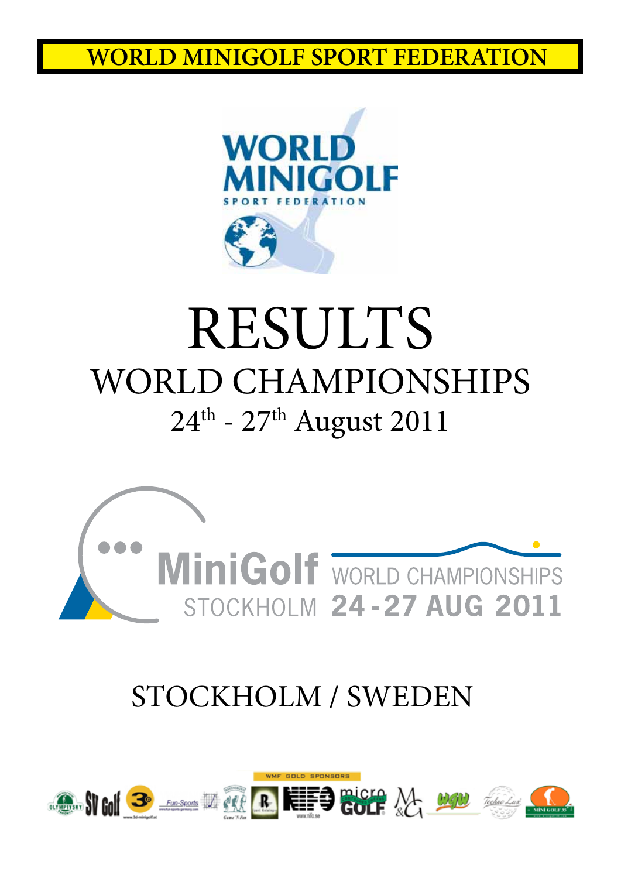**WORLD MINIGOLF SPORT FEDERATION**

# RESULTS

## WORLD CHAMPIONSHIPS

24th - 27th August 2011

## STOCKHOLM / SWEDEN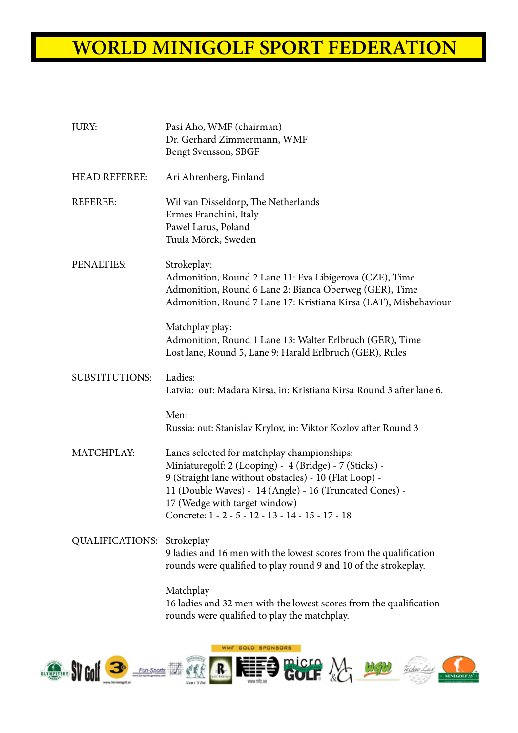# WORLD MINIGOLF SPORT FEDERATION

**JURY:**
Pasi Aho, WMF (chairman)
Dr. Gerhard Zimmermann, WMF
Bengt Svensson, SBGF

**HEAD REFEREE:**
Ari Ahrenberg, Finland

**REFEREE:**
Wil van Disseldorp, The Netherlands
Ermes Franchini, Italy
Pawel Larus, Poland
Tuula Mörck, Sweden

**PENALTIES:**

Strokeplay:
Admonition, Round 2 Lane 11: Eva Libigerova (CZE), Time
Admonition, Round 6 Lane 2: Bianca Oberweg (GER), Time
Admonition, Round 7 Lane 17: Kristiana Kirsa (LAT), Misbehaviour

Matchplay play:
Admonition, Round 1 Lane 13: Walter Erlbruch (GER), Time
Lost lane, Round 5, Lane 9: Harald Erlbruch (GER), Rules

**SUBSTITUTIONS:**

Ladies:
Latvia: out: Madara Kirsa, in: Kristiana Kirsa Round 3 after lane 6.

Men:
Russia: out: Stanislav Krylov, in: Viktor Kozlov after Round 3

**MATCHPLAY:**

Lanes selected for matchplay championships:
Miniaturegolf: 2 (Looping) - 4 (Bridge) - 7 (Sticks) - 9 (Straight lane without obstacles) - 10 (Flat Loop) - 11 (Double Waves) - 14 (Angle) - 16 (Truncated Cones) - 17 (Wedge with target window)
Concrete: 1 - 2 - 5 - 12 - 13 - 14 - 15 - 17 - 18

**QUALIFICATIONS:**

Strokeplay
9 ladies and 16 men with the lowest scores from the qualification rounds were qualified to play round 9 and 10 of the strokeplay.

Matchplay
16 ladies and 32 men with the lowest scores from the qualification rounds were qualified to play the matchplay.

WMF GOLD SPONSORS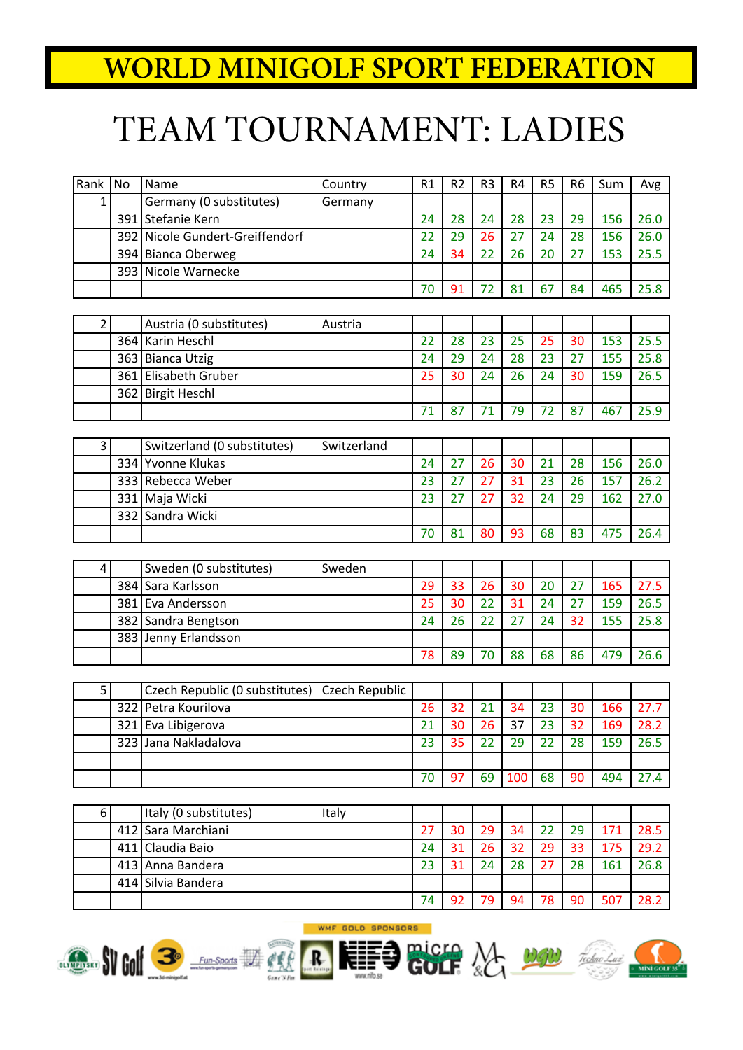# WORLD MINIGOLF SPORT FEDERATION

# TEAM TOURNAMENT: LADIES

| Rank | No | Name | Country | R1 | R2 | R3 | R4 | R5 | R6 | Sum | Avg |
|---|---|---|---|---|---|---|---|---|---|---|---|
| 1 | | Germany (0 substitutes) | Germany | | | | | | | | |
| | 391 | Stefanie Kern | | 24 | 28 | 24 | 28 | 23 | 29 | 156 | 26.0 |
| | 392 | Nicole Gundert-Greiffendorf | | 22 | 29 | 26 | 27 | 24 | 28 | 156 | 26.0 |
| | 394 | Bianca Oberweg | | 24 | 34 | 22 | 26 | 20 | 27 | 153 | 25.5 |
| | 393 | Nicole Warnecke | | | | | | | | | |
| | | | | 70 | 91 | 72 | 81 | 67 | 84 | 465 | 25.8 |
| 2 | | Austria (0 substitutes) | Austria | | | | | | | | |
| | 364 | Karin Heschl | | 22 | 28 | 23 | 25 | 25 | 30 | 153 | 25.5 |
| | 363 | Bianca Utzig | | 24 | 29 | 24 | 28 | 23 | 27 | 155 | 25.8 |
| | 361 | Elisabeth Gruber | | 25 | 30 | 24 | 26 | 24 | 30 | 159 | 26.5 |
| | 362 | Birgit Heschl | | | | | | | | | |
| | | | | 71 | 87 | 71 | 79 | 72 | 87 | 467 | 25.9 |
| 3 | | Switzerland (0 substitutes) | Switzerland | | | | | | | | |
| | 334 | Yvonne Klukas | | 24 | 27 | 26 | 30 | 21 | 28 | 156 | 26.0 |
| | 333 | Rebecca Weber | | 23 | 27 | 27 | 31 | 23 | 26 | 157 | 26.2 |
| | 331 | Maja Wicki | | 23 | 27 | 27 | 32 | 24 | 29 | 162 | 27.0 |
| | 332 | Sandra Wicki | | | | | | | | | |
| | | | | 70 | 81 | 80 | 93 | 68 | 83 | 475 | 26.4 |
| 4 | | Sweden (0 substitutes) | Sweden | | | | | | | | |
| | 384 | Sara Karlsson | | 29 | 33 | 26 | 30 | 20 | 27 | 165 | 27.5 |
| | 381 | Eva Andersson | | 25 | 30 | 22 | 31 | 24 | 27 | 159 | 26.5 |
| | 382 | Sandra Bengtson | | 24 | 26 | 22 | 27 | 24 | 32 | 155 | 25.8 |
| | 383 | Jenny Erlandsson | | | | | | | | | |
| | | | | 78 | 89 | 70 | 88 | 68 | 86 | 479 | 26.6 |
| 5 | | Czech Republic (0 substitutes) | Czech Republic | | | | | | | | |
| | 322 | Petra Kourilova | | 26 | 32 | 21 | 34 | 23 | 30 | 166 | 27.7 |
| | 321 | Eva Libigerova | | 21 | 30 | 26 | 37 | 23 | 32 | 169 | 28.2 |
| | 323 | Jana Nakladalova | | 23 | 35 | 22 | 29 | 22 | 28 | 159 | 26.5 |
| | | | | | | | | | | | |
| | | | | 70 | 97 | 69 | 100 | 68 | 90 | 494 | 27.4 |
| 6 | | Italy (0 substitutes) | Italy | | | | | | | | |
| | 412 | Sara Marchiani | | 27 | 30 | 29 | 34 | 22 | 29 | 171 | 28.5 |
| | 411 | Claudia Baio | | 24 | 31 | 26 | 32 | 29 | 33 | 175 | 29.2 |
| | 413 | Anna Bandera | | 23 | 31 | 24 | 28 | 27 | 28 | 161 | 26.8 |
| | 414 | Silvia Bandera | | | | | | | | | |
| | | | | 74 | 92 | 79 | 94 | 78 | 90 | 507 | 28.2 |

WMF GOLD SPONSORS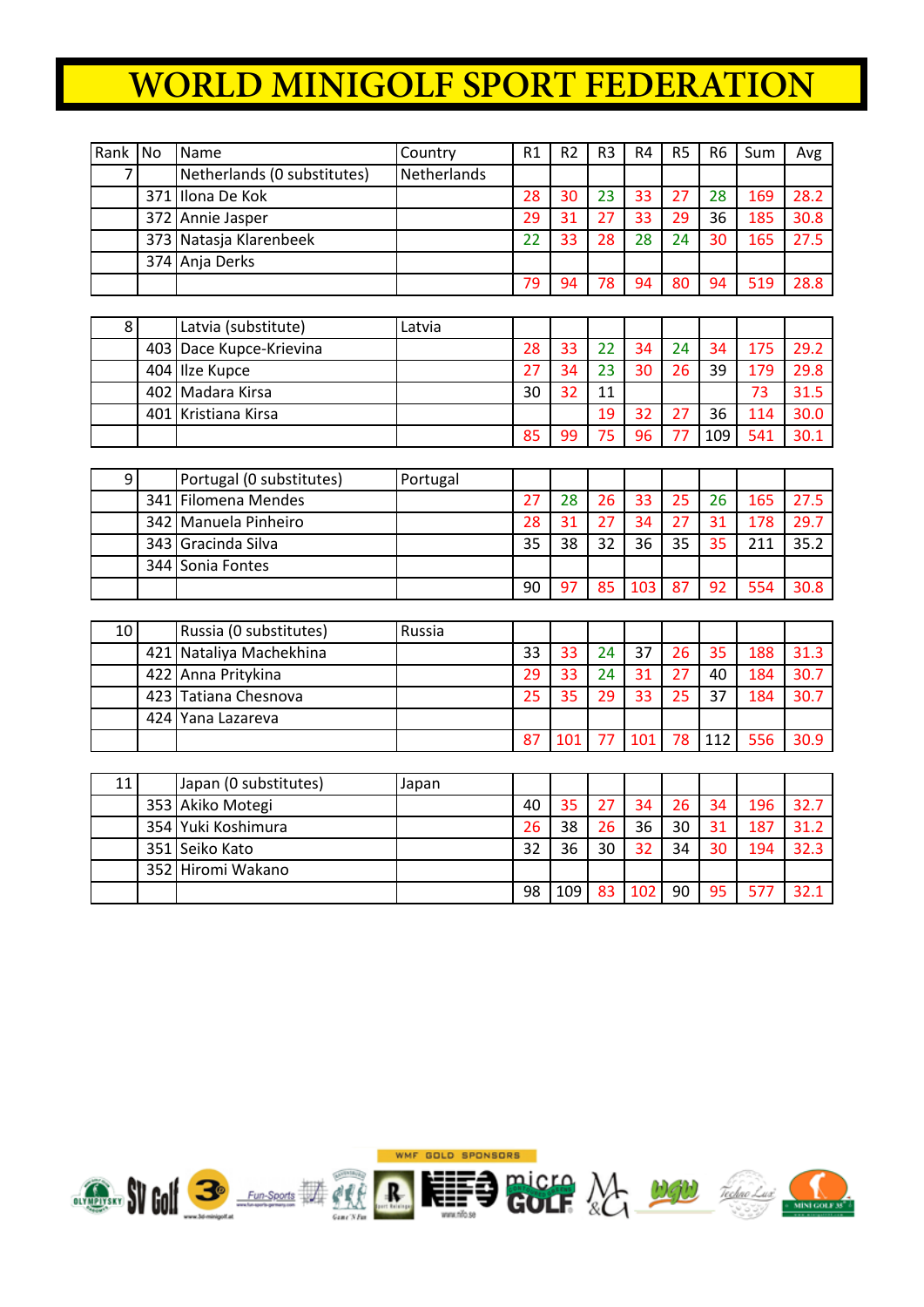# WORLD MINIGOLF SPORT FEDERATION

| Rank | No | Name | Country | R1 | R2 | R3 | R4 | R5 | R6 | Sum | Avg |
|---|---|---|---|---|---|---|---|---|---|---|---|
| 7 | | Netherlands (0 substitutes) | Netherlands | | | | | | | | |
| | 371 | Ilona De Kok | | 28 | 30 | 23 | 33 | 27 | 28 | 169 | 28.2 |
| | 372 | Annie Jasper | | 29 | 31 | 27 | 33 | 29 | 36 | 185 | 30.8 |
| | 373 | Natasja Klarenbeek | | 22 | 33 | 28 | 28 | 24 | 30 | 165 | 27.5 |
| | 374 | Anja Derks | | | | | | | | | |
| | | | | 79 | 94 | 78 | 94 | 80 | 94 | 519 | 28.8 |

| Rank | No | Name | Country | R1 | R2 | R3 | R4 | R5 | R6 | Sum | Avg |
|---|---|---|---|---|---|---|---|---|---|---|---|
| 8 | | Latvia (substitute) | Latvia | | | | | | | | |
| | 403 | Dace Kupce-Krievina | | 28 | 33 | 22 | 34 | 24 | 34 | 175 | 29.2 |
| | 404 | Ilze Kupce | | 27 | 34 | 23 | 30 | 26 | 39 | 179 | 29.8 |
| | 402 | Madara Kirsa | | 30 | 32 | 11 | | | | 73 | 31.5 |
| | 401 | Kristiana Kirsa | | | | 19 | 32 | 27 | 36 | 114 | 30.0 |
| | | | | 85 | 99 | 75 | 96 | 77 | 109 | 541 | 30.1 |

| Rank | No | Name | Country | R1 | R2 | R3 | R4 | R5 | R6 | Sum | Avg |
|---|---|---|---|---|---|---|---|---|---|---|---|
| 9 | | Portugal (0 substitutes) | Portugal | | | | | | | | |
| | 341 | Filomena Mendes | | 27 | 28 | 26 | 33 | 25 | 26 | 165 | 27.5 |
| | 342 | Manuela Pinheiro | | 28 | 31 | 27 | 34 | 27 | 31 | 178 | 29.7 |
| | 343 | Gracinda Silva | | 35 | 38 | 32 | 36 | 35 | 35 | 211 | 35.2 |
| | 344 | Sonia Fontes | | | | | | | | | |
| | | | | 90 | 97 | 85 | 103 | 87 | 92 | 554 | 30.8 |

| Rank | No | Name | Country | R1 | R2 | R3 | R4 | R5 | R6 | Sum | Avg |
|---|---|---|---|---|---|---|---|---|---|---|---|
| 10 | | Russia (0 substitutes) | Russia | | | | | | | | |
| | 421 | Nataliya Machekhina | | 33 | 33 | 24 | 37 | 26 | 35 | 188 | 31.3 |
| | 422 | Anna Pritykina | | 29 | 33 | 24 | 31 | 27 | 40 | 184 | 30.7 |
| | 423 | Tatiana Chesnova | | 25 | 35 | 29 | 33 | 25 | 37 | 184 | 30.7 |
| | 424 | Yana Lazareva | | | | | | | | | |
| | | | | 87 | 101 | 77 | 101 | 78 | 112 | 556 | 30.9 |

| Rank | No | Name | Country | R1 | R2 | R3 | R4 | R5 | R6 | Sum | Avg |
|---|---|---|---|---|---|---|---|---|---|---|---|
| 11 | | Japan (0 substitutes) | Japan | | | | | | | | |
| | 353 | Akiko Motegi | | 40 | 35 | 27 | 34 | 26 | 34 | 196 | 32.7 |
| | 354 | Yuki Koshimura | | 26 | 38 | 26 | 36 | 30 | 31 | 187 | 31.2 |
| | 351 | Seiko Kato | | 32 | 36 | 30 | 32 | 34 | 30 | 194 | 32.3 |
| | 352 | Hiromi Wakano | | | | | | | | | |
| | | | | 98 | 109 | 83 | 102 | 90 | 95 | 577 | 32.1 |

WMF GOLD SPONSORS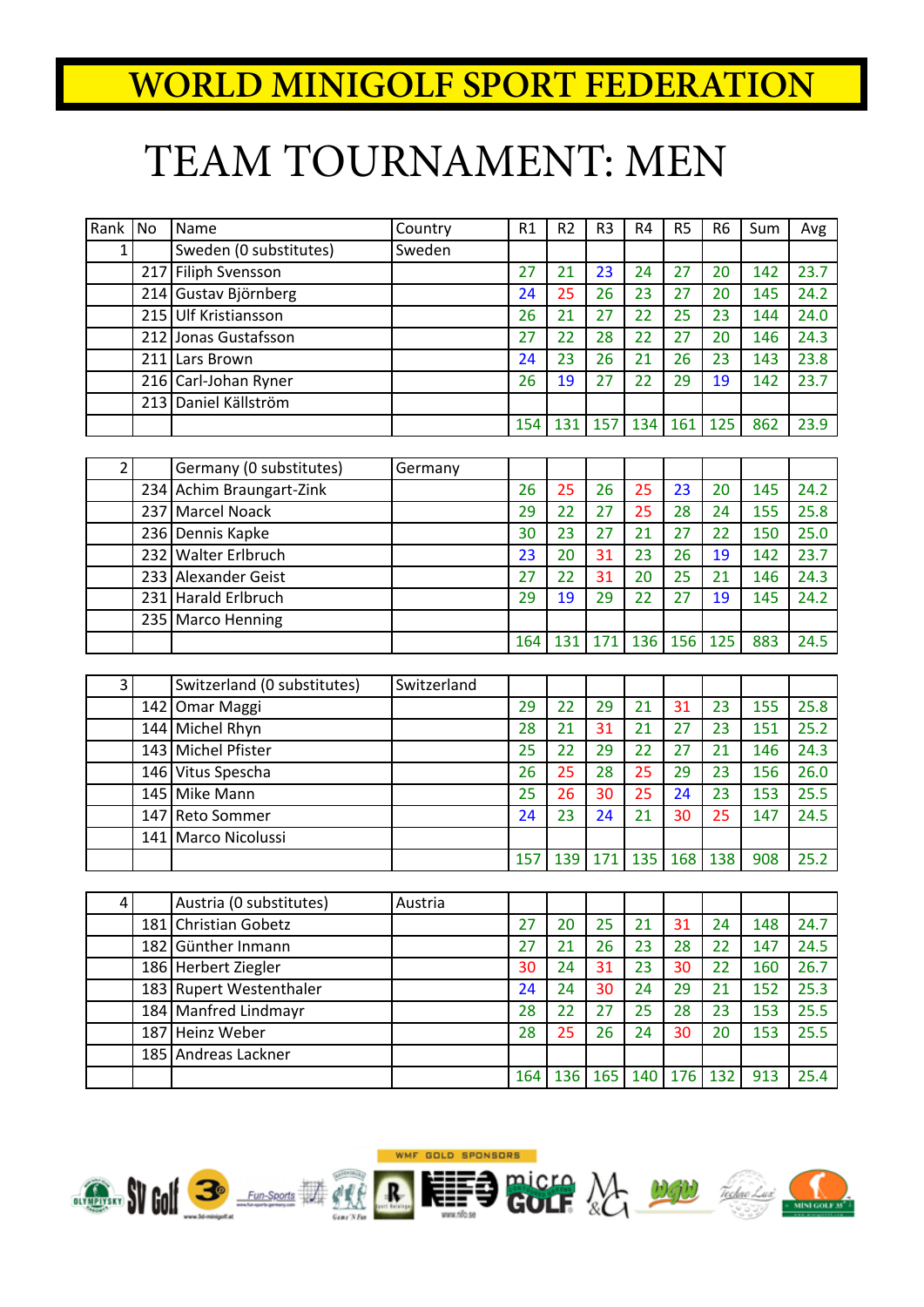# WORLD MINIGOLF SPORT FEDERATION

# TEAM TOURNAMENT: MEN

| Rank | No | Name | Country | R1 | R2 | R3 | R4 | R5 | R6 | Sum | Avg |
|---|---|---|---|---|---|---|---|---|---|---|---|
| 1 | | Sweden (0 substitutes) | Sweden | | | | | | | | |
| | 217 | Filiph Svensson | | 27 | 21 | 23 | 24 | 27 | 20 | 142 | 23.7 |
| | 214 | Gustav Björnberg | | 24 | 25 | 26 | 23 | 27 | 20 | 145 | 24.2 |
| | 215 | Ulf Kristiansson | | 26 | 21 | 27 | 22 | 25 | 23 | 144 | 24.0 |
| | 212 | Jonas Gustafsson | | 27 | 22 | 28 | 22 | 27 | 20 | 146 | 24.3 |
| | 211 | Lars Brown | | 24 | 23 | 26 | 21 | 26 | 23 | 143 | 23.8 |
| | 216 | Carl-Johan Ryner | | 26 | 19 | 27 | 22 | 29 | 19 | 142 | 23.7 |
| | 213 | Daniel Källström | | | | | | | | | |
| | | | | 154 | 131 | 157 | 134 | 161 | 125 | 862 | 23.9 |

| Rank | No | Name | Country | R1 | R2 | R3 | R4 | R5 | R6 | Sum | Avg |
|---|---|---|---|---|---|---|---|---|---|---|---|
| 2 | | Germany (0 substitutes) | Germany | | | | | | | | |
| | 234 | Achim Braungart-Zink | | 26 | 25 | 26 | 25 | 23 | 20 | 145 | 24.2 |
| | 237 | Marcel Noack | | 29 | 22 | 27 | 25 | 28 | 24 | 155 | 25.8 |
| | 236 | Dennis Kapke | | 30 | 23 | 27 | 21 | 27 | 22 | 150 | 25.0 |
| | 232 | Walter Erlbruch | | 23 | 20 | 31 | 23 | 26 | 19 | 142 | 23.7 |
| | 233 | Alexander Geist | | 27 | 22 | 31 | 20 | 25 | 21 | 146 | 24.3 |
| | 231 | Harald Erlbruch | | 29 | 19 | 29 | 22 | 27 | 19 | 145 | 24.2 |
| | 235 | Marco Henning | | | | | | | | | |
| | | | | 164 | 131 | 171 | 136 | 156 | 125 | 883 | 24.5 |

| Rank | No | Name | Country | R1 | R2 | R3 | R4 | R5 | R6 | Sum | Avg |
|---|---|---|---|---|---|---|---|---|---|---|---|
| 3 | | Switzerland (0 substitutes) | Switzerland | | | | | | | | |
| | 142 | Omar Maggi | | 29 | 22 | 29 | 21 | 31 | 23 | 155 | 25.8 |
| | 144 | Michel Rhyn | | 28 | 21 | 31 | 21 | 27 | 23 | 151 | 25.2 |
| | 143 | Michel Pfister | | 25 | 22 | 29 | 22 | 27 | 21 | 146 | 24.3 |
| | 146 | Vitus Spescha | | 26 | 25 | 28 | 25 | 29 | 23 | 156 | 26.0 |
| | 145 | Mike Mann | | 25 | 26 | 30 | 25 | 24 | 23 | 153 | 25.5 |
| | 147 | Reto Sommer | | 24 | 23 | 24 | 21 | 30 | 25 | 147 | 24.5 |
| | 141 | Marco Nicolussi | | | | | | | | | |
| | | | | 157 | 139 | 171 | 135 | 168 | 138 | 908 | 25.2 |

| Rank | No | Name | Country | R1 | R2 | R3 | R4 | R5 | R6 | Sum | Avg |
|---|---|---|---|---|---|---|---|---|---|---|---|
| 4 | | Austria (0 substitutes) | Austria | | | | | | | | |
| | 181 | Christian Gobetz | | 27 | 20 | 25 | 21 | 31 | 24 | 148 | 24.7 |
| | 182 | Günther Inmann | | 27 | 21 | 26 | 23 | 28 | 22 | 147 | 24.5 |
| | 186 | Herbert Ziegler | | 30 | 24 | 31 | 23 | 30 | 22 | 160 | 26.7 |
| | 183 | Rupert Westenthaler | | 24 | 24 | 30 | 24 | 29 | 21 | 152 | 25.3 |
| | 184 | Manfred Lindmayr | | 28 | 22 | 27 | 25 | 28 | 23 | 153 | 25.5 |
| | 187 | Heinz Weber | | 28 | 25 | 26 | 24 | 30 | 20 | 153 | 25.5 |
| | 185 | Andreas Lackner | | | | | | | | | |
| | | | | 164 | 136 | 165 | 140 | 176 | 132 | 913 | 25.4 |

WMF GOLD SPONSORS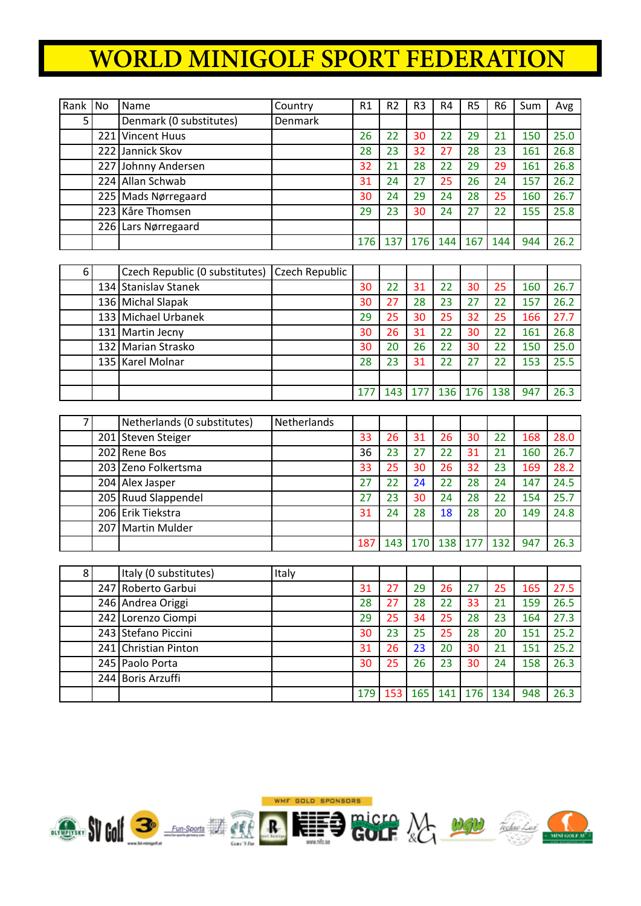# WORLD MINIGOLF SPORT FEDERATION

| Rank | No | Name | Country | R1 | R2 | R3 | R4 | R5 | R6 | Sum | Avg |
|---|---|---|---|---|---|---|---|---|---|---|---|
| 5 | | Denmark (0 substitutes) | Denmark | | | | | | | | |
| | 221 | Vincent Huus | | 26 | 22 | 30 | 22 | 29 | 21 | 150 | 25.0 |
| | 222 | Jannick Skov | | 28 | 23 | 32 | 27 | 28 | 23 | 161 | 26.8 |
| | 227 | Johnny Andersen | | 32 | 21 | 28 | 22 | 29 | 29 | 161 | 26.8 |
| | 224 | Allan Schwab | | 31 | 24 | 27 | 25 | 26 | 24 | 157 | 26.2 |
| | 225 | Mads Nørregaard | | 30 | 24 | 29 | 24 | 28 | 25 | 160 | 26.7 |
| | 223 | Kåre Thomsen | | 29 | 23 | 30 | 24 | 27 | 22 | 155 | 25.8 |
| | 226 | Lars Nørregaard | | | | | | | | | |
| | | | | 176 | 137 | 176 | 144 | 167 | 144 | 944 | 26.2 |
| 6 | | Czech Republic (0 substitutes) | Czech Republic | | | | | | | | |
| | 134 | Stanislav Stanek | | 30 | 22 | 31 | 22 | 30 | 25 | 160 | 26.7 |
| | 136 | Michal Slapak | | 30 | 27 | 28 | 23 | 27 | 22 | 157 | 26.2 |
| | 133 | Michael Urbanek | | 29 | 25 | 30 | 25 | 32 | 25 | 166 | 27.7 |
| | 131 | Martin Jecny | | 30 | 26 | 31 | 22 | 30 | 22 | 161 | 26.8 |
| | 132 | Marian Strasko | | 30 | 20 | 26 | 22 | 30 | 22 | 150 | 25.0 |
| | 135 | Karel Molnar | | 28 | 23 | 31 | 22 | 27 | 22 | 153 | 25.5 |
| | | | | | | | | | | | |
| | | | | 177 | 143 | 177 | 136 | 176 | 138 | 947 | 26.3 |
| 7 | | Netherlands (0 substitutes) | Netherlands | | | | | | | | |
| | 201 | Steven Steiger | | 33 | 26 | 31 | 26 | 30 | 22 | 168 | 28.0 |
| | 202 | Rene Bos | | 36 | 23 | 27 | 22 | 31 | 21 | 160 | 26.7 |
| | 203 | Zeno Folkertsma | | 33 | 25 | 30 | 26 | 32 | 23 | 169 | 28.2 |
| | 204 | Alex Jasper | | 27 | 22 | 24 | 22 | 28 | 24 | 147 | 24.5 |
| | 205 | Ruud Slappendel | | 27 | 23 | 30 | 24 | 28 | 22 | 154 | 25.7 |
| | 206 | Erik Tiekstra | | 31 | 24 | 28 | 18 | 28 | 20 | 149 | 24.8 |
| | 207 | Martin Mulder | | | | | | | | | |
| | | | | 187 | 143 | 170 | 138 | 177 | 132 | 947 | 26.3 |
| 8 | | Italy (0 substitutes) | Italy | | | | | | | | |
| | 247 | Roberto Garbui | | 31 | 27 | 29 | 26 | 27 | 25 | 165 | 27.5 |
| | 246 | Andrea Origgi | | 28 | 27 | 28 | 22 | 33 | 21 | 159 | 26.5 |
| | 242 | Lorenzo Ciompi | | 29 | 25 | 34 | 25 | 28 | 23 | 164 | 27.3 |
| | 243 | Stefano Piccini | | 30 | 23 | 25 | 25 | 28 | 20 | 151 | 25.2 |
| | 241 | Christian Pinton | | 31 | 26 | 23 | 20 | 30 | 21 | 151 | 25.2 |
| | 245 | Paolo Porta | | 30 | 25 | 26 | 23 | 30 | 24 | 158 | 26.3 |
| | 244 | Boris Arzuffi | | | | | | | | | |
| | | | | 179 | 153 | 165 | 141 | 176 | 134 | 948 | 26.3 |

WMF GOLD SPONSORS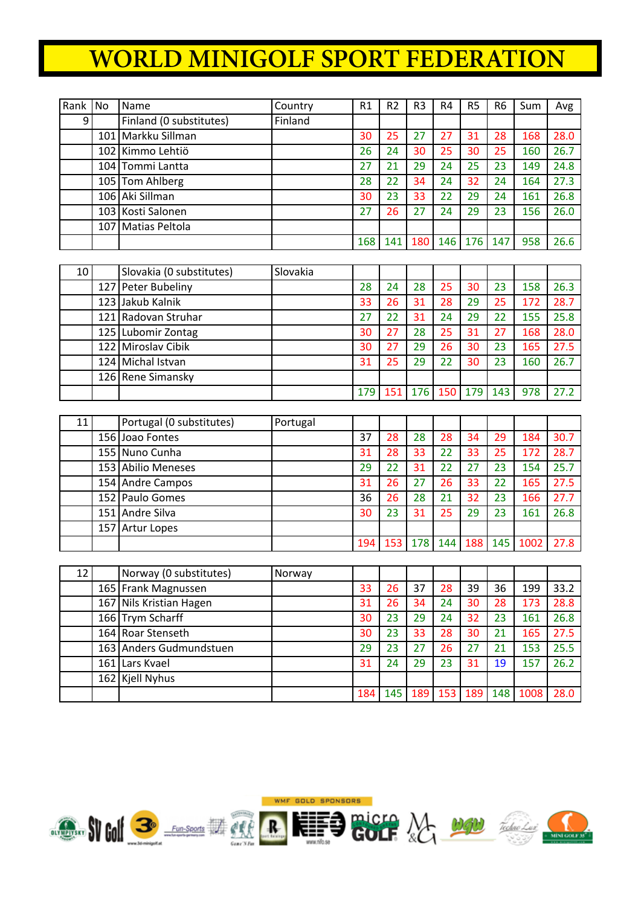# WORLD MINIGOLF SPORT FEDERATION

| Rank | No | Name | Country | R1 | R2 | R3 | R4 | R5 | R6 | Sum | Avg |
|---|---|---|---|---|---|---|---|---|---|---|---|
| 9 | | Finland (0 substitutes) | Finland | | | | | | | | |
| | 101 | Markku Sillman | | 30 | 25 | 27 | 27 | 31 | 28 | 168 | 28.0 |
| | 102 | Kimmo Lehtiö | | 26 | 24 | 30 | 25 | 30 | 25 | 160 | 26.7 |
| | 104 | Tommi Lantta | | 27 | 21 | 29 | 24 | 25 | 23 | 149 | 24.8 |
| | 105 | Tom Ahlberg | | 28 | 22 | 34 | 24 | 32 | 24 | 164 | 27.3 |
| | 106 | Aki Sillman | | 30 | 23 | 33 | 22 | 29 | 24 | 161 | 26.8 |
| | 103 | Kosti Salonen | | 27 | 26 | 27 | 24 | 29 | 23 | 156 | 26.0 |
| | 107 | Matias Peltola | | | | | | | | | |
| | | | | 168 | 141 | 180 | 146 | 176 | 147 | 958 | 26.6 |

| Rank | No | Name | Country | R1 | R2 | R3 | R4 | R5 | R6 | Sum | Avg |
|---|---|---|---|---|---|---|---|---|---|---|---|
| 10 | | Slovakia (0 substitutes) | Slovakia | | | | | | | | |
| | 127 | Peter Bubeliny | | 28 | 24 | 28 | 25 | 30 | 23 | 158 | 26.3 |
| | 123 | Jakub Kalnik | | 33 | 26 | 31 | 28 | 29 | 25 | 172 | 28.7 |
| | 121 | Radovan Struhar | | 27 | 22 | 31 | 24 | 29 | 22 | 155 | 25.8 |
| | 125 | Lubomir Zontag | | 30 | 27 | 28 | 25 | 31 | 27 | 168 | 28.0 |
| | 122 | Miroslav Cibik | | 30 | 27 | 29 | 26 | 30 | 23 | 165 | 27.5 |
| | 124 | Michal Istvan | | 31 | 25 | 29 | 22 | 30 | 23 | 160 | 26.7 |
| | 126 | Rene Simansky | | | | | | | | | |
| | | | | 179 | 151 | 176 | 150 | 179 | 143 | 978 | 27.2 |

| Rank | No | Name | Country | R1 | R2 | R3 | R4 | R5 | R6 | Sum | Avg |
|---|---|---|---|---|---|---|---|---|---|---|---|
| 11 | | Portugal (0 substitutes) | Portugal | | | | | | | | |
| | 156 | Joao Fontes | | 37 | 28 | 28 | 28 | 34 | 29 | 184 | 30.7 |
| | 155 | Nuno Cunha | | 31 | 28 | 33 | 22 | 33 | 25 | 172 | 28.7 |
| | 153 | Abilio Meneses | | 29 | 22 | 31 | 22 | 27 | 23 | 154 | 25.7 |
| | 154 | Andre Campos | | 31 | 26 | 27 | 26 | 33 | 22 | 165 | 27.5 |
| | 152 | Paulo Gomes | | 36 | 26 | 28 | 21 | 32 | 23 | 166 | 27.7 |
| | 151 | Andre Silva | | 30 | 23 | 31 | 25 | 29 | 23 | 161 | 26.8 |
| | 157 | Artur Lopes | | | | | | | | | |
| | | | | 194 | 153 | 178 | 144 | 188 | 145 | 1002 | 27.8 |

| Rank | No | Name | Country | R1 | R2 | R3 | R4 | R5 | R6 | Sum | Avg |
|---|---|---|---|---|---|---|---|---|---|---|---|
| 12 | | Norway (0 substitutes) | Norway | | | | | | | | |
| | 165 | Frank Magnussen | | 33 | 26 | 37 | 28 | 39 | 36 | 199 | 33.2 |
| | 167 | Nils Kristian Hagen | | 31 | 26 | 34 | 24 | 30 | 28 | 173 | 28.8 |
| | 166 | Trym Scharff | | 30 | 23 | 29 | 24 | 32 | 23 | 161 | 26.8 |
| | 164 | Roar Stenseth | | 30 | 23 | 33 | 28 | 30 | 21 | 165 | 27.5 |
| | 163 | Anders Gudmundstuen | | 29 | 23 | 27 | 26 | 27 | 21 | 153 | 25.5 |
| | 161 | Lars Kvael | | 31 | 24 | 29 | 23 | 31 | 19 | 157 | 26.2 |
| | 162 | Kjell Nyhus | | | | | | | | | |
| | | | | 184 | 145 | 189 | 153 | 189 | 148 | 1008 | 28.0 |

WMF GOLD SPONSORS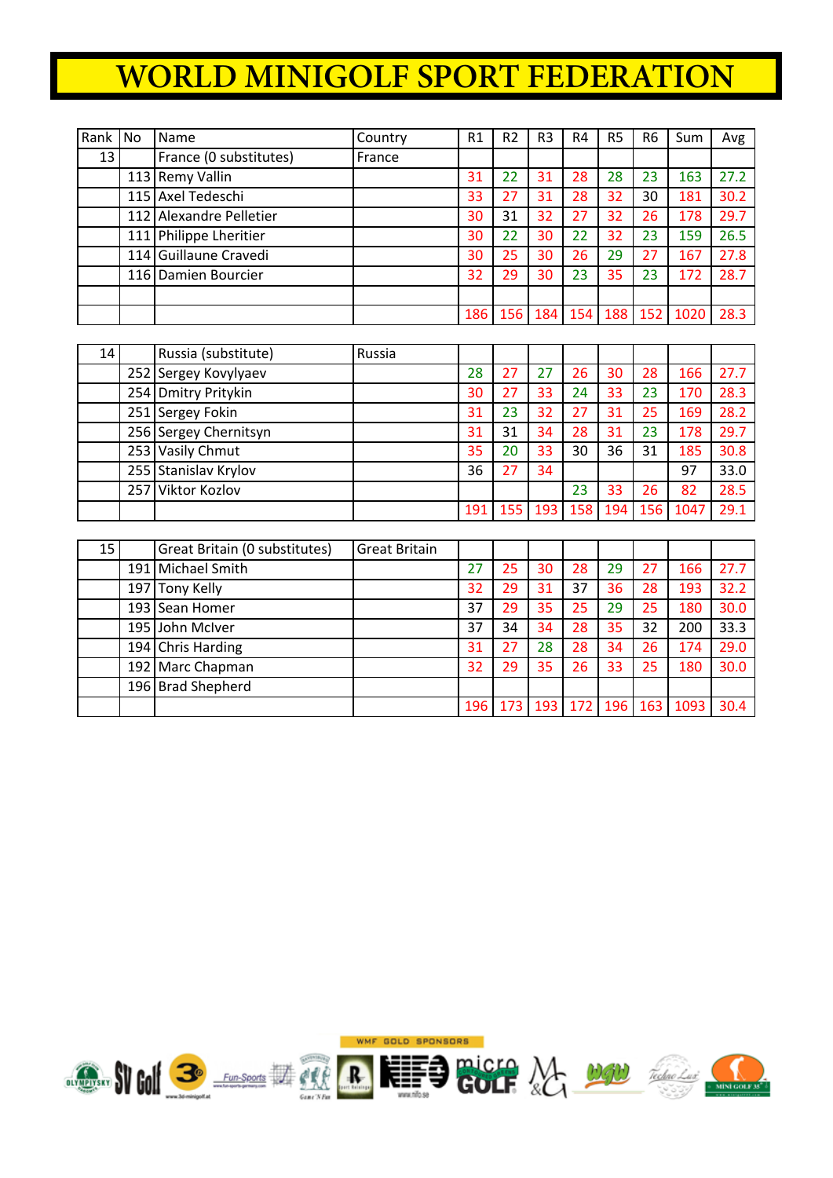# WORLD MINIGOLF SPORT FEDERATION

| Rank | No | Name | Country | R1 | R2 | R3 | R4 | R5 | R6 | Sum | Avg |
|---|---|---|---|---|---|---|---|---|---|---|---|
| 13 | | France (0 substitutes) | France | | | | | | | | |
| | 113 | Remy Vallin | | 31 | 22 | 31 | 28 | 28 | 23 | 163 | 27.2 |
| | 115 | Axel Tedeschi | | 33 | 27 | 31 | 28 | 32 | 30 | 181 | 30.2 |
| | 112 | Alexandre Pelletier | | 30 | 31 | 32 | 27 | 32 | 26 | 178 | 29.7 |
| | 111 | Philippe Lheritier | | 30 | 22 | 30 | 22 | 32 | 23 | 159 | 26.5 |
| | 114 | Guillaune Cravedi | | 30 | 25 | 30 | 26 | 29 | 27 | 167 | 27.8 |
| | 116 | Damien Bourcier | | 32 | 29 | 30 | 23 | 35 | 23 | 172 | 28.7 |
| | | | | | | | | | | | |
| | | | | 186 | 156 | 184 | 154 | 188 | 152 | 1020 | 28.3 |

| Rank | No | Name | Country | R1 | R2 | R3 | R4 | R5 | R6 | Sum | Avg |
|---|---|---|---|---|---|---|---|---|---|---|---|
| 14 | | Russia (substitute) | Russia | | | | | | | | |
| | 252 | Sergey Kovylyaev | | 28 | 27 | 27 | 26 | 30 | 28 | 166 | 27.7 |
| | 254 | Dmitry Pritykin | | 30 | 27 | 33 | 24 | 33 | 23 | 170 | 28.3 |
| | 251 | Sergey Fokin | | 31 | 23 | 32 | 27 | 31 | 25 | 169 | 28.2 |
| | 256 | Sergey Chernitsyn | | 31 | 31 | 34 | 28 | 31 | 23 | 178 | 29.7 |
| | 253 | Vasily Chmut | | 35 | 20 | 33 | 30 | 36 | 31 | 185 | 30.8 |
| | 255 | Stanislav Krylov | | 36 | 27 | 34 | | | | 97 | 33.0 |
| | 257 | Viktor Kozlov | | | | | 23 | 33 | 26 | 82 | 28.5 |
| | | | | 191 | 155 | 193 | 158 | 194 | 156 | 1047 | 29.1 |

| Rank | No | Name | Country | R1 | R2 | R3 | R4 | R5 | R6 | Sum | Avg |
|---|---|---|---|---|---|---|---|---|---|---|---|
| 15 | | Great Britain (0 substitutes) | Great Britain | | | | | | | | |
| | 191 | Michael Smith | | 27 | 25 | 30 | 28 | 29 | 27 | 166 | 27.7 |
| | 197 | Tony Kelly | | 32 | 29 | 31 | 37 | 36 | 28 | 193 | 32.2 |
| | 193 | Sean Homer | | 37 | 29 | 35 | 25 | 29 | 25 | 180 | 30.0 |
| | 195 | John McIver | | 37 | 34 | 34 | 28 | 35 | 32 | 200 | 33.3 |
| | 194 | Chris Harding | | 31 | 27 | 28 | 28 | 34 | 26 | 174 | 29.0 |
| | 192 | Marc Chapman | | 32 | 29 | 35 | 26 | 33 | 25 | 180 | 30.0 |
| | 196 | Brad Shepherd | | | | | | | | | |
| | | | | 196 | 173 | 193 | 172 | 196 | 163 | 1093 | 30.4 |

WMF GOLD SPONSORS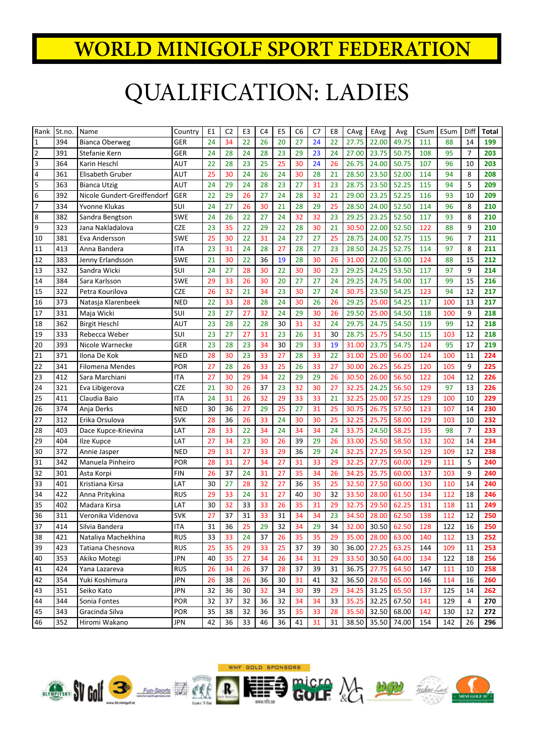# WORLD MINIGOLF SPORT FEDERATION

# QUALIFICATION: LADIES

| Rank | St.no. | Name | Country | E1 | C2 | E3 | C4 | E5 | C6 | C7 | E8 | CAvg | EAvg | Avg | CSum | ESum | Diff | Total |
|---|---|---|---|---|---|---|---|---|---|---|---|---|---|---|---|---|---|---|
| 1 | 394 | Bianca Oberweg | GER | 24 | 34 | 22 | 26 | 20 | 27 | 24 | 22 | 27.75 | 22.00 | 49.75 | 111 | 88 | 14 | 199 |
| 2 | 391 | Stefanie Kern | GER | 24 | 28 | 24 | 28 | 23 | 29 | 23 | 24 | 27.00 | 23.75 | 50.75 | 108 | 95 | 7 | 203 |
| 3 | 364 | Karin Heschl | AUT | 22 | 28 | 23 | 25 | 25 | 30 | 24 | 26 | 26.75 | 24.00 | 50.75 | 107 | 96 | 10 | 203 |
| 4 | 361 | Elisabeth Gruber | AUT | 25 | 30 | 24 | 26 | 24 | 30 | 28 | 21 | 28.50 | 23.50 | 52.00 | 114 | 94 | 8 | 208 |
| 5 | 363 | Bianca Utzig | AUT | 24 | 29 | 24 | 28 | 23 | 27 | 31 | 23 | 28.75 | 23.50 | 52.25 | 115 | 94 | 5 | 209 |
| 6 | 392 | Nicole Gundert-Greiffendorf | GER | 22 | 29 | 26 | 27 | 24 | 28 | 32 | 21 | 29.00 | 23.25 | 52.25 | 116 | 93 | 10 | 209 |
| 7 | 334 | Yvonne Klukas | SUI | 24 | 27 | 26 | 30 | 21 | 28 | 29 | 25 | 28.50 | 24.00 | 52.50 | 114 | 96 | 8 | 210 |
| 8 | 382 | Sandra Bengtson | SWE | 24 | 26 | 22 | 27 | 24 | 32 | 32 | 23 | 29.25 | 23.25 | 52.50 | 117 | 93 | 8 | 210 |
| 9 | 323 | Jana Nakladalova | CZE | 23 | 35 | 22 | 29 | 22 | 28 | 30 | 21 | 30.50 | 22.00 | 52.50 | 122 | 88 | 9 | 210 |
| 10 | 381 | Eva Andersson | SWE | 25 | 30 | 22 | 31 | 24 | 27 | 27 | 25 | 28.75 | 24.00 | 52.75 | 115 | 96 | 7 | 211 |
| 11 | 413 | Anna Bandera | ITA | 23 | 31 | 24 | 28 | 27 | 28 | 27 | 23 | 28.50 | 24.25 | 52.75 | 114 | 97 | 8 | 211 |
| 12 | 383 | Jenny Erlandsson | SWE | 21 | 30 | 22 | 36 | 19 | 28 | 30 | 26 | 31.00 | 22.00 | 53.00 | 124 | 88 | 15 | 212 |
| 13 | 332 | Sandra Wicki | SUI | 24 | 27 | 28 | 30 | 22 | 30 | 30 | 23 | 29.25 | 24.25 | 53.50 | 117 | 97 | 8 | 214 |
| 14 | 384 | Sara Karlsson | SWE | 29 | 33 | 26 | 30 | 20 | 27 | 27 | 24 | 29.25 | 24.75 | 54.00 | 117 | 99 | 15 | 216 |
| 15 | 322 | Petra Kourilova | CZE | 26 | 32 | 21 | 34 | 23 | 30 | 27 | 24 | 30.75 | 23.50 | 54.25 | 123 | 94 | 12 | 217 |
| 16 | 373 | Natasja Klarenbeek | NED | 22 | 33 | 28 | 28 | 24 | 30 | 26 | 26 | 29.25 | 25.00 | 54.25 | 117 | 100 | 13 | 217 |
| 17 | 331 | Maja Wicki | SUI | 23 | 27 | 27 | 32 | 24 | 29 | 30 | 26 | 29.50 | 25.00 | 54.50 | 118 | 100 | 9 | 218 |
| 18 | 362 | Birgit Heschl | AUT | 23 | 28 | 22 | 28 | 30 | 31 | 32 | 24 | 29.75 | 24.75 | 54.50 | 119 | 99 | 12 | 218 |
| 19 | 333 | Rebecca Weber | SUI | 23 | 27 | 27 | 31 | 23 | 26 | 31 | 30 | 28.75 | 25.75 | 54.50 | 115 | 103 | 12 | 218 |
| 20 | 393 | Nicole Warnecke | GER | 23 | 28 | 23 | 34 | 30 | 29 | 33 | 19 | 31.00 | 23.75 | 54.75 | 124 | 95 | 17 | 219 |
| 21 | 371 | Ilona De Kok | NED | 28 | 30 | 23 | 33 | 27 | 28 | 33 | 22 | 31.00 | 25.00 | 56.00 | 124 | 100 | 11 | 224 |
| 22 | 341 | Filomena Mendes | POR | 27 | 28 | 26 | 33 | 25 | 26 | 33 | 27 | 30.00 | 26.25 | 56.25 | 120 | 105 | 9 | 225 |
| 23 | 412 | Sara Marchiani | ITA | 27 | 30 | 29 | 34 | 22 | 29 | 29 | 26 | 30.50 | 26.00 | 56.50 | 122 | 104 | 12 | 226 |
| 24 | 321 | Eva Libigerova | CZE | 21 | 30 | 26 | 37 | 23 | 32 | 30 | 27 | 32.25 | 24.25 | 56.50 | 129 | 97 | 13 | 226 |
| 25 | 411 | Claudia Baio | ITA | 24 | 31 | 26 | 32 | 29 | 33 | 33 | 21 | 32.25 | 25.00 | 57.25 | 129 | 100 | 12 | 229 |
| 26 | 374 | Anja Derks | NED | 30 | 36 | 27 | 29 | 25 | 27 | 31 | 25 | 30.75 | 26.75 | 57.50 | 123 | 107 | 14 | 230 |
| 27 | 312 | Erika Orsulova | SVK | 28 | 36 | 26 | 33 | 24 | 30 | 30 | 25 | 32.25 | 25.75 | 58.00 | 129 | 103 | 10 | 232 |
| 28 | 403 | Dace Kupce-Krievina | LAT | 28 | 33 | 22 | 34 | 24 | 34 | 34 | 24 | 33.75 | 24.50 | 58.25 | 135 | 98 | 7 | 233 |
| 29 | 404 | Ilze Kupce | LAT | 27 | 34 | 23 | 30 | 26 | 33 | 29 | 26 | 33.00 | 25.50 | 58.50 | 132 | 102 | 14 | 234 |
| 30 | 372 | Annie Jasper | NED | 29 | 31 | 27 | 33 | 29 | 36 | 29 | 24 | 32.25 | 27.25 | 59.50 | 129 | 109 | 12 | 238 |
| 31 | 342 | Manuela Pinheiro | POR | 28 | 31 | 27 | 34 | 27 | 31 | 33 | 29 | 32.25 | 27.75 | 60.00 | 129 | 111 | 5 | 240 |
| 32 | 301 | Asta Korpi | FIN | 26 | 37 | 24 | 31 | 27 | 35 | 34 | 26 | 34.25 | 25.75 | 60.00 | 137 | 103 | 9 | 240 |
| 33 | 401 | Kristiana Kirsa | LAT | 30 | 27 | 28 | 32 | 27 | 36 | 35 | 25 | 32.50 | 27.50 | 60.00 | 130 | 110 | 14 | 240 |
| 34 | 422 | Anna Pritykina | RUS | 29 | 33 | 24 | 31 | 27 | 40 | 30 | 32 | 33.50 | 28.00 | 61.50 | 134 | 112 | 18 | 246 |
| 35 | 402 | Madara Kirsa | LAT | 30 | 32 | 33 | 33 | 26 | 35 | 31 | 29 | 32.75 | 29.50 | 62.25 | 131 | 118 | 11 | 249 |
| 36 | 311 | Veronika Videnova | SVK | 27 | 37 | 31 | 33 | 31 | 34 | 34 | 23 | 34.50 | 28.00 | 62.50 | 138 | 112 | 12 | 250 |
| 37 | 414 | Silvia Bandera | ITA | 31 | 36 | 25 | 29 | 32 | 34 | 29 | 34 | 32.00 | 30.50 | 62.50 | 128 | 122 | 16 | 250 |
| 38 | 421 | Nataliya Machekhina | RUS | 33 | 33 | 24 | 37 | 26 | 35 | 35 | 29 | 35.00 | 28.00 | 63.00 | 140 | 112 | 13 | 252 |
| 39 | 423 | Tatiana Chesnova | RUS | 25 | 35 | 29 | 33 | 25 | 37 | 39 | 30 | 36.00 | 27.25 | 63.25 | 144 | 109 | 11 | 253 |
| 40 | 353 | Akiko Motegi | JPN | 40 | 35 | 27 | 34 | 26 | 34 | 31 | 29 | 33.50 | 30.50 | 64.00 | 134 | 122 | 18 | 256 |
| 41 | 424 | Yana Lazareva | RUS | 26 | 34 | 26 | 37 | 28 | 37 | 39 | 31 | 36.75 | 27.75 | 64.50 | 147 | 111 | 10 | 258 |
| 42 | 354 | Yuki Koshimura | JPN | 26 | 38 | 26 | 36 | 30 | 31 | 41 | 32 | 36.50 | 28.50 | 65.00 | 146 | 114 | 16 | 260 |
| 43 | 351 | Seiko Kato | JPN | 32 | 36 | 30 | 32 | 34 | 30 | 39 | 29 | 34.25 | 31.25 | 65.50 | 137 | 125 | 14 | 262 |
| 44 | 344 | Sonia Fontes | POR | 32 | 37 | 32 | 36 | 32 | 34 | 34 | 33 | 35.25 | 32.25 | 67.50 | 141 | 129 | 4 | 270 |
| 45 | 343 | Gracinda Silva | POR | 35 | 38 | 32 | 36 | 35 | 35 | 33 | 28 | 35.50 | 32.50 | 68.00 | 142 | 130 | 12 | 272 |
| 46 | 352 | Hiromi Wakano | JPN | 42 | 36 | 33 | 46 | 36 | 41 | 31 | 31 | 38.50 | 35.50 | 74.00 | 154 | 142 | 26 | 296 |

WMF GOLD SPONSORS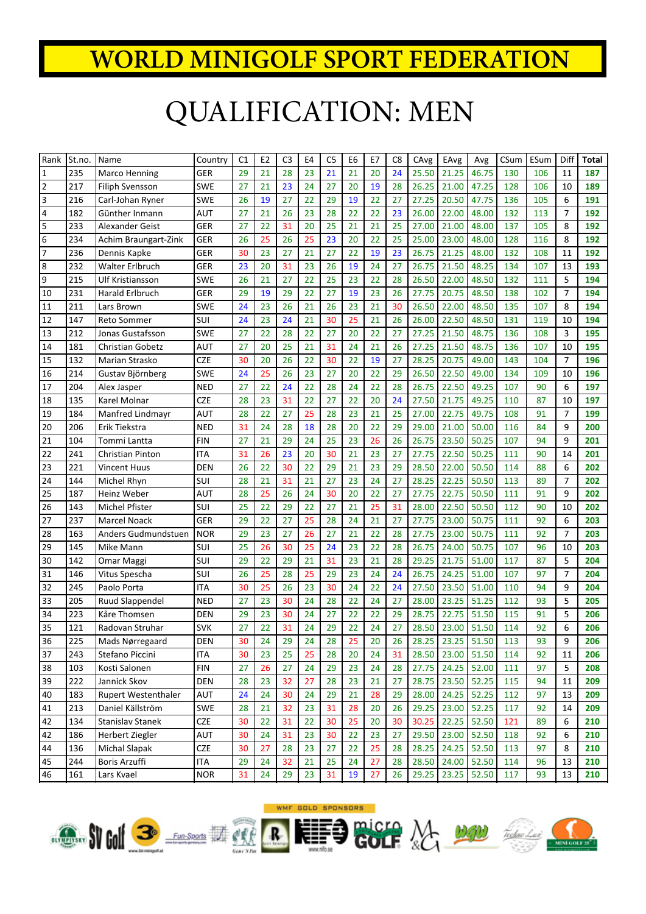# WORLD MINIGOLF SPORT FEDERATION

# QUALIFICATION: MEN

| Rank | St.no. | Name | Country | C1 | E2 | C3 | E4 | C5 | E6 | E7 | C8 | CAvg | EAvg | Avg | CSum | ESum | Diff | Total |
|---|---|---|---|---|---|---|---|---|---|---|---|---|---|---|---|---|---|---|
| 1 | 235 | Marco Henning | GER | 29 | 21 | 28 | 23 | 21 | 21 | 20 | 24 | 25.50 | 21.25 | 46.75 | 130 | 106 | 11 | **187** |
| 2 | 217 | Filiph Svensson | SWE | 27 | 21 | 23 | 24 | 27 | 20 | 19 | 28 | 26.25 | 21.00 | 47.25 | 128 | 106 | 10 | **189** |
| 3 | 216 | Carl-Johan Ryner | SWE | 26 | 19 | 27 | 22 | 29 | 19 | 22 | 27 | 27.25 | 20.50 | 47.75 | 136 | 105 | 6 | **191** |
| 4 | 182 | Günther Inmann | AUT | 27 | 21 | 26 | 23 | 28 | 22 | 22 | 23 | 26.00 | 22.00 | 48.00 | 132 | 113 | 7 | **192** |
| 5 | 233 | Alexander Geist | GER | 27 | 22 | 31 | 20 | 25 | 21 | 21 | 25 | 27.00 | 21.00 | 48.00 | 137 | 105 | 8 | **192** |
| 6 | 234 | Achim Braungart-Zink | GER | 26 | 25 | 26 | 25 | 23 | 20 | 22 | 25 | 25.00 | 23.00 | 48.00 | 128 | 116 | 8 | **192** |
| 7 | 236 | Dennis Kapke | GER | 30 | 23 | 27 | 21 | 27 | 22 | 19 | 23 | 26.75 | 21.25 | 48.00 | 132 | 108 | 11 | **192** |
| 8 | 232 | Walter Erlbruch | GER | 23 | 20 | 31 | 23 | 26 | 19 | 24 | 27 | 26.75 | 21.50 | 48.25 | 134 | 107 | 13 | **193** |
| 9 | 215 | Ulf Kristiansson | SWE | 26 | 21 | 27 | 22 | 25 | 23 | 22 | 28 | 26.50 | 22.00 | 48.50 | 132 | 111 | 5 | **194** |
| 10 | 231 | Harald Erlbruch | GER | 29 | 19 | 29 | 22 | 27 | 19 | 23 | 26 | 27.75 | 20.75 | 48.50 | 138 | 102 | 7 | **194** |
| 11 | 211 | Lars Brown | SWE | 24 | 23 | 26 | 21 | 26 | 23 | 21 | 30 | 26.50 | 22.00 | 48.50 | 135 | 107 | 8 | **194** |
| 12 | 147 | Reto Sommer | SUI | 24 | 23 | 24 | 21 | 30 | 25 | 21 | 26 | 26.00 | 22.50 | 48.50 | 131 | 119 | 10 | **194** |
| 13 | 212 | Jonas Gustafsson | SWE | 27 | 22 | 28 | 22 | 27 | 20 | 22 | 27 | 27.25 | 21.50 | 48.75 | 136 | 108 | 3 | **195** |
| 14 | 181 | Christian Gobetz | AUT | 27 | 20 | 25 | 21 | 31 | 24 | 21 | 26 | 27.25 | 21.50 | 48.75 | 136 | 107 | 10 | **195** |
| 15 | 132 | Marian Strasko | CZE | 30 | 20 | 26 | 22 | 30 | 22 | 19 | 27 | 28.25 | 20.75 | 49.00 | 143 | 104 | 7 | **196** |
| 16 | 214 | Gustav Björnberg | SWE | 24 | 25 | 26 | 23 | 27 | 20 | 22 | 29 | 26.50 | 22.50 | 49.00 | 134 | 109 | 10 | **196** |
| 17 | 204 | Alex Jasper | NED | 27 | 22 | 24 | 22 | 28 | 24 | 22 | 28 | 26.75 | 22.50 | 49.25 | 107 | 90 | 6 | **197** |
| 18 | 135 | Karel Molnar | CZE | 28 | 23 | 31 | 22 | 27 | 22 | 20 | 24 | 27.50 | 21.75 | 49.25 | 110 | 87 | 10 | **197** |
| 19 | 184 | Manfred Lindmayr | AUT | 28 | 22 | 27 | 25 | 28 | 23 | 21 | 25 | 27.00 | 22.75 | 49.75 | 108 | 91 | 7 | **199** |
| 20 | 206 | Erik Tiekstra | NED | 31 | 24 | 28 | 18 | 28 | 20 | 22 | 29 | 29.00 | 21.00 | 50.00 | 116 | 84 | 9 | **200** |
| 21 | 104 | Tommi Lantta | FIN | 27 | 21 | 29 | 24 | 25 | 23 | 26 | 26 | 26.75 | 23.50 | 50.25 | 107 | 94 | 9 | **201** |
| 22 | 241 | Christian Pinton | ITA | 31 | 26 | 23 | 20 | 30 | 21 | 23 | 27 | 27.75 | 22.50 | 50.25 | 111 | 90 | 14 | **201** |
| 23 | 221 | Vincent Huus | DEN | 26 | 22 | 30 | 22 | 29 | 21 | 23 | 29 | 28.50 | 22.00 | 50.50 | 114 | 88 | 6 | **202** |
| 24 | 144 | Michel Rhyn | SUI | 28 | 21 | 31 | 21 | 27 | 23 | 24 | 27 | 28.25 | 22.25 | 50.50 | 113 | 89 | 7 | **202** |
| 25 | 187 | Heinz Weber | AUT | 28 | 25 | 26 | 24 | 30 | 20 | 22 | 27 | 27.75 | 22.75 | 50.50 | 111 | 91 | 9 | **202** |
| 26 | 143 | Michel Pfister | SUI | 25 | 22 | 29 | 22 | 27 | 21 | 25 | 31 | 28.00 | 22.50 | 50.50 | 112 | 90 | 10 | **202** |
| 27 | 237 | Marcel Noack | GER | 29 | 22 | 27 | 25 | 28 | 24 | 21 | 27 | 27.75 | 23.00 | 50.75 | 111 | 92 | 6 | **203** |
| 28 | 163 | Anders Gudmundstuen | NOR | 29 | 23 | 27 | 26 | 27 | 21 | 22 | 28 | 27.75 | 23.00 | 50.75 | 111 | 92 | 7 | **203** |
| 29 | 145 | Mike Mann | SUI | 25 | 26 | 30 | 25 | 24 | 23 | 22 | 28 | 26.75 | 24.00 | 50.75 | 107 | 96 | 10 | **203** |
| 30 | 142 | Omar Maggi | SUI | 29 | 22 | 29 | 21 | 31 | 23 | 21 | 28 | 29.25 | 21.75 | 51.00 | 117 | 87 | 5 | **204** |
| 31 | 146 | Vitus Spescha | SUI | 26 | 25 | 28 | 25 | 29 | 23 | 24 | 24 | 26.75 | 24.25 | 51.00 | 107 | 97 | 7 | **204** |
| 32 | 245 | Paolo Porta | ITA | 30 | 25 | 26 | 23 | 30 | 24 | 22 | 24 | 27.50 | 23.50 | 51.00 | 110 | 94 | 9 | **204** |
| 33 | 205 | Ruud Slappendel | NED | 27 | 23 | 30 | 24 | 28 | 22 | 24 | 27 | 28.00 | 23.25 | 51.25 | 112 | 93 | 5 | **205** |
| 34 | 223 | Kåre Thomsen | DEN | 29 | 23 | 30 | 24 | 27 | 22 | 22 | 29 | 28.75 | 22.75 | 51.50 | 115 | 91 | 5 | **206** |
| 35 | 121 | Radovan Struhar | SVK | 27 | 22 | 31 | 24 | 29 | 22 | 24 | 27 | 28.50 | 23.00 | 51.50 | 114 | 92 | 6 | **206** |
| 36 | 225 | Mads Nørregaard | DEN | 30 | 24 | 29 | 24 | 28 | 25 | 20 | 26 | 28.25 | 23.25 | 51.50 | 113 | 93 | 9 | **206** |
| 37 | 243 | Stefano Piccini | ITA | 30 | 23 | 25 | 25 | 28 | 20 | 24 | 31 | 28.50 | 23.00 | 51.50 | 114 | 92 | 11 | **206** |
| 38 | 103 | Kosti Salonen | FIN | 27 | 26 | 27 | 24 | 29 | 23 | 24 | 28 | 27.75 | 24.25 | 52.00 | 111 | 97 | 5 | **208** |
| 39 | 222 | Jannick Skov | DEN | 28 | 23 | 32 | 27 | 28 | 23 | 21 | 27 | 28.75 | 23.50 | 52.25 | 115 | 94 | 11 | **209** |
| 40 | 183 | Rupert Westenthaler | AUT | 24 | 24 | 30 | 24 | 29 | 21 | 28 | 29 | 28.00 | 24.25 | 52.25 | 112 | 97 | 13 | **209** |
| 41 | 213 | Daniel Källström | SWE | 28 | 21 | 32 | 23 | 31 | 28 | 20 | 26 | 29.25 | 23.00 | 52.25 | 117 | 92 | 14 | **209** |
| 42 | 134 | Stanislav Stanek | CZE | 30 | 22 | 31 | 22 | 30 | 25 | 20 | 30 | 30.25 | 22.25 | 52.50 | 121 | 89 | 6 | **210** |
| 42 | 186 | Herbert Ziegler | AUT | 30 | 24 | 31 | 23 | 30 | 22 | 23 | 27 | 29.50 | 23.00 | 52.50 | 118 | 92 | 6 | **210** |
| 44 | 136 | Michal Slapak | CZE | 30 | 27 | 28 | 23 | 27 | 22 | 25 | 28 | 28.25 | 24.25 | 52.50 | 113 | 97 | 8 | **210** |
| 45 | 244 | Boris Arzuffi | ITA | 29 | 24 | 32 | 21 | 25 | 24 | 27 | 28 | 28.50 | 24.00 | 52.50 | 114 | 96 | 13 | **210** |
| 46 | 161 | Lars Kvael | NOR | 31 | 24 | 29 | 23 | 31 | 19 | 27 | 26 | 29.25 | 23.25 | 52.50 | 117 | 93 | 13 | **210** |

WMF GOLD SPONSORS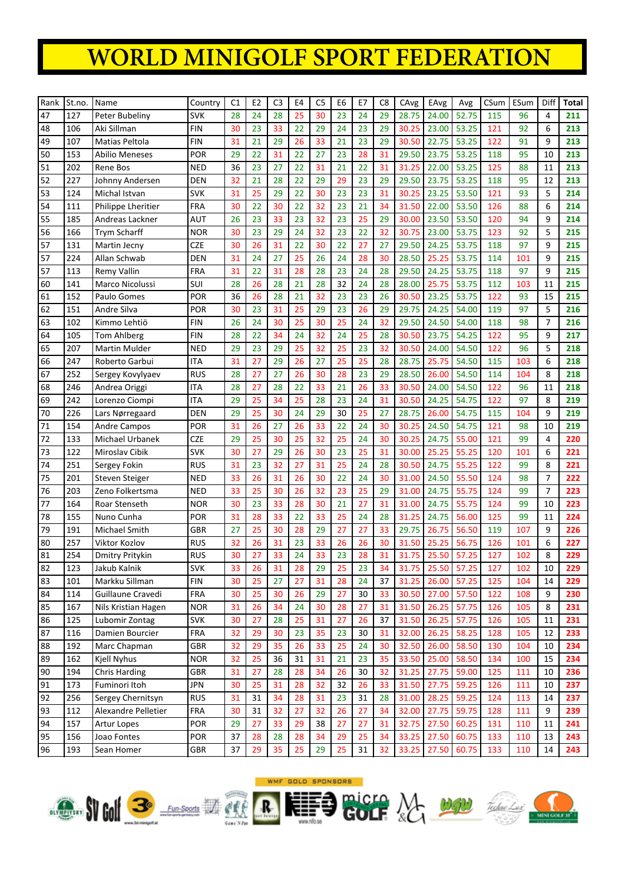# WORLD MINIGOLF SPORT FEDERATION

| Rank | St.no. | Name | Country | C1 | E2 | C3 | E4 | C5 | E6 | E7 | C8 | CAvg | EAvg | Avg | CSum | ESum | Diff | Total |
|---|---|---|---|---|---|---|---|---|---|---|---|---|---|---|---|---|---|---|
| 47 | 127 | Peter Bubeliny | SVK | 28 | 24 | 28 | 25 | 30 | 23 | 24 | 29 | 28.75 | 24.00 | 52.75 | 115 | 96 | 4 | 211 |
| 48 | 106 | Aki Sillman | FIN | 30 | 23 | 33 | 22 | 29 | 24 | 23 | 29 | 30.25 | 23.00 | 53.25 | 121 | 92 | 6 | 213 |
| 49 | 107 | Matias Peltola | FIN | 31 | 21 | 29 | 26 | 33 | 21 | 23 | 29 | 30.50 | 22.75 | 53.25 | 122 | 91 | 9 | 213 |
| 50 | 153 | Abilio Meneses | POR | 29 | 22 | 31 | 22 | 27 | 23 | 28 | 31 | 29.50 | 23.75 | 53.25 | 118 | 95 | 10 | 213 |
| 51 | 202 | Rene Bos | NED | 36 | 23 | 27 | 22 | 31 | 21 | 22 | 31 | 31.25 | 22.00 | 53.25 | 125 | 88 | 11 | 213 |
| 52 | 227 | Johnny Andersen | DEN | 32 | 21 | 28 | 22 | 29 | 29 | 23 | 29 | 29.50 | 23.75 | 53.25 | 118 | 95 | 12 | 213 |
| 53 | 124 | Michal Istvan | SVK | 31 | 25 | 29 | 22 | 30 | 23 | 23 | 31 | 30.25 | 23.25 | 53.50 | 121 | 93 | 5 | 214 |
| 54 | 111 | Philippe Lheritier | FRA | 30 | 22 | 30 | 22 | 32 | 23 | 21 | 34 | 31.50 | 22.00 | 53.50 | 126 | 88 | 6 | 214 |
| 55 | 185 | Andreas Lackner | AUT | 26 | 23 | 33 | 23 | 32 | 23 | 25 | 29 | 30.00 | 23.50 | 53.50 | 120 | 94 | 9 | 214 |
| 56 | 166 | Trym Scharff | NOR | 30 | 23 | 29 | 24 | 32 | 23 | 22 | 32 | 30.75 | 23.00 | 53.75 | 123 | 92 | 5 | 215 |
| 57 | 131 | Martin Jecny | CZE | 30 | 26 | 31 | 22 | 30 | 22 | 27 | 27 | 29.50 | 24.25 | 53.75 | 118 | 97 | 9 | 215 |
| 57 | 224 | Allan Schwab | DEN | 31 | 24 | 27 | 25 | 26 | 24 | 28 | 30 | 28.50 | 25.25 | 53.75 | 114 | 101 | 9 | 215 |
| 57 | 113 | Remy Vallin | FRA | 31 | 22 | 31 | 28 | 28 | 23 | 24 | 28 | 29.50 | 24.25 | 53.75 | 118 | 97 | 9 | 215 |
| 60 | 141 | Marco Nicolussi | SUI | 28 | 26 | 28 | 21 | 28 | 32 | 24 | 28 | 28.00 | 25.75 | 53.75 | 112 | 103 | 11 | 215 |
| 61 | 152 | Paulo Gomes | POR | 36 | 26 | 28 | 21 | 32 | 23 | 23 | 26 | 30.50 | 23.25 | 53.75 | 122 | 93 | 15 | 215 |
| 62 | 151 | Andre Silva | POR | 30 | 23 | 31 | 25 | 29 | 23 | 26 | 29 | 29.75 | 24.25 | 54.00 | 119 | 97 | 5 | 216 |
| 63 | 102 | Kimmo Lehtiö | FIN | 26 | 24 | 30 | 25 | 30 | 25 | 24 | 32 | 29.50 | 24.50 | 54.00 | 118 | 98 | 7 | 216 |
| 64 | 105 | Tom Ahlberg | FIN | 28 | 22 | 34 | 24 | 32 | 24 | 25 | 28 | 30.50 | 23.75 | 54.25 | 122 | 95 | 9 | 217 |
| 65 | 207 | Martin Mulder | NED | 29 | 23 | 29 | 25 | 32 | 25 | 23 | 32 | 30.50 | 24.00 | 54.50 | 122 | 96 | 5 | 218 |
| 66 | 247 | Roberto Garbui | ITA | 31 | 27 | 29 | 26 | 27 | 25 | 25 | 28 | 28.75 | 25.75 | 54.50 | 115 | 103 | 6 | 218 |
| 67 | 252 | Sergey Kovylyaev | RUS | 28 | 27 | 27 | 26 | 30 | 28 | 23 | 29 | 28.50 | 26.00 | 54.50 | 114 | 104 | 8 | 218 |
| 68 | 246 | Andrea Origgi | ITA | 28 | 27 | 28 | 22 | 33 | 21 | 26 | 33 | 30.50 | 24.00 | 54.50 | 122 | 96 | 11 | 218 |
| 69 | 242 | Lorenzo Ciompi | ITA | 29 | 25 | 34 | 25 | 28 | 23 | 24 | 31 | 30.50 | 24.25 | 54.75 | 122 | 97 | 8 | 219 |
| 70 | 226 | Lars Nørregaard | DEN | 29 | 25 | 30 | 24 | 29 | 30 | 25 | 27 | 28.75 | 26.00 | 54.75 | 115 | 104 | 9 | 219 |
| 71 | 154 | Andre Campos | POR | 31 | 26 | 27 | 26 | 33 | 22 | 24 | 30 | 30.25 | 24.50 | 54.75 | 121 | 98 | 10 | 219 |
| 72 | 133 | Michael Urbanek | CZE | 29 | 25 | 30 | 25 | 32 | 25 | 24 | 30 | 30.25 | 24.75 | 55.00 | 121 | 99 | 4 | 220 |
| 73 | 122 | Miroslav Cibik | SVK | 30 | 27 | 29 | 26 | 30 | 23 | 25 | 31 | 30.00 | 25.25 | 55.25 | 120 | 101 | 6 | 221 |
| 74 | 251 | Sergey Fokin | RUS | 31 | 23 | 32 | 27 | 31 | 25 | 24 | 28 | 30.50 | 24.75 | 55.25 | 122 | 99 | 8 | 221 |
| 75 | 201 | Steven Steiger | NED | 33 | 26 | 31 | 26 | 30 | 22 | 24 | 30 | 31.00 | 24.50 | 55.50 | 124 | 98 | 7 | 222 |
| 76 | 203 | Zeno Folkertsma | NED | 33 | 25 | 30 | 26 | 32 | 23 | 25 | 29 | 31.00 | 24.75 | 55.75 | 124 | 99 | 7 | 223 |
| 77 | 164 | Roar Stenseth | NOR | 30 | 23 | 33 | 28 | 30 | 21 | 27 | 31 | 31.00 | 24.75 | 55.75 | 124 | 99 | 10 | 223 |
| 78 | 155 | Nuno Cunha | POR | 31 | 28 | 33 | 22 | 33 | 25 | 24 | 28 | 31.25 | 24.75 | 56.00 | 125 | 99 | 11 | 224 |
| 79 | 191 | Michael Smith | GBR | 27 | 25 | 30 | 28 | 29 | 27 | 27 | 33 | 29.75 | 26.75 | 56.50 | 119 | 107 | 9 | 226 |
| 80 | 257 | Viktor Kozlov | RUS | 32 | 26 | 31 | 23 | 33 | 26 | 26 | 30 | 31.50 | 25.25 | 56.75 | 126 | 101 | 6 | 227 |
| 81 | 254 | Dmitry Pritykin | RUS | 30 | 27 | 33 | 24 | 33 | 23 | 28 | 31 | 31.75 | 25.50 | 57.25 | 127 | 102 | 8 | 229 |
| 82 | 123 | Jakub Kalnik | SVK | 33 | 26 | 31 | 28 | 29 | 25 | 23 | 34 | 31.75 | 25.50 | 57.25 | 127 | 102 | 10 | 229 |
| 83 | 101 | Markku Sillman | FIN | 30 | 25 | 27 | 27 | 31 | 28 | 24 | 37 | 31.25 | 26.00 | 57.25 | 125 | 104 | 14 | 229 |
| 84 | 114 | Guillaune Cravedi | FRA | 30 | 25 | 30 | 26 | 29 | 27 | 30 | 33 | 30.50 | 27.00 | 57.50 | 122 | 108 | 9 | 230 |
| 85 | 167 | Nils Kristian Hagen | NOR | 31 | 26 | 34 | 24 | 30 | 28 | 27 | 31 | 31.50 | 26.25 | 57.75 | 126 | 105 | 8 | 231 |
| 86 | 125 | Lubomir Zontag | SVK | 30 | 27 | 28 | 25 | 31 | 27 | 26 | 37 | 31.50 | 26.25 | 57.75 | 126 | 105 | 11 | 231 |
| 87 | 116 | Damien Bourcier | FRA | 32 | 29 | 30 | 23 | 35 | 23 | 30 | 31 | 32.00 | 26.25 | 58.25 | 128 | 105 | 12 | 233 |
| 88 | 192 | Marc Chapman | GBR | 32 | 29 | 35 | 26 | 33 | 25 | 24 | 30 | 32.50 | 26.00 | 58.50 | 130 | 104 | 10 | 234 |
| 89 | 162 | Kjell Nyhus | NOR | 32 | 25 | 36 | 31 | 31 | 21 | 23 | 35 | 33.50 | 25.00 | 58.50 | 134 | 100 | 15 | 234 |
| 90 | 194 | Chris Harding | GBR | 31 | 27 | 28 | 28 | 34 | 26 | 30 | 32 | 31.25 | 27.75 | 59.00 | 125 | 111 | 10 | 236 |
| 91 | 173 | Fuminori Itoh | JPN | 30 | 25 | 31 | 28 | 32 | 32 | 26 | 33 | 31.50 | 27.75 | 59.25 | 126 | 111 | 10 | 237 |
| 92 | 256 | Sergey Chernitsyn | RUS | 31 | 31 | 34 | 28 | 31 | 23 | 31 | 28 | 31.00 | 28.25 | 59.25 | 124 | 113 | 14 | 237 |
| 93 | 112 | Alexandre Pelletier | FRA | 30 | 31 | 32 | 27 | 32 | 26 | 27 | 34 | 32.00 | 27.75 | 59.75 | 128 | 111 | 9 | 239 |
| 94 | 157 | Artur Lopes | POR | 29 | 27 | 33 | 29 | 38 | 27 | 27 | 31 | 32.75 | 27.50 | 60.25 | 131 | 110 | 11 | 241 |
| 95 | 156 | Joao Fontes | POR | 37 | 28 | 28 | 28 | 34 | 29 | 25 | 34 | 33.25 | 27.50 | 60.75 | 133 | 110 | 13 | 243 |
| 96 | 193 | Sean Homer | GBR | 37 | 29 | 35 | 25 | 29 | 25 | 31 | 32 | 33.25 | 27.50 | 60.75 | 133 | 110 | 14 | 243 |

WMF GOLD SPONSORS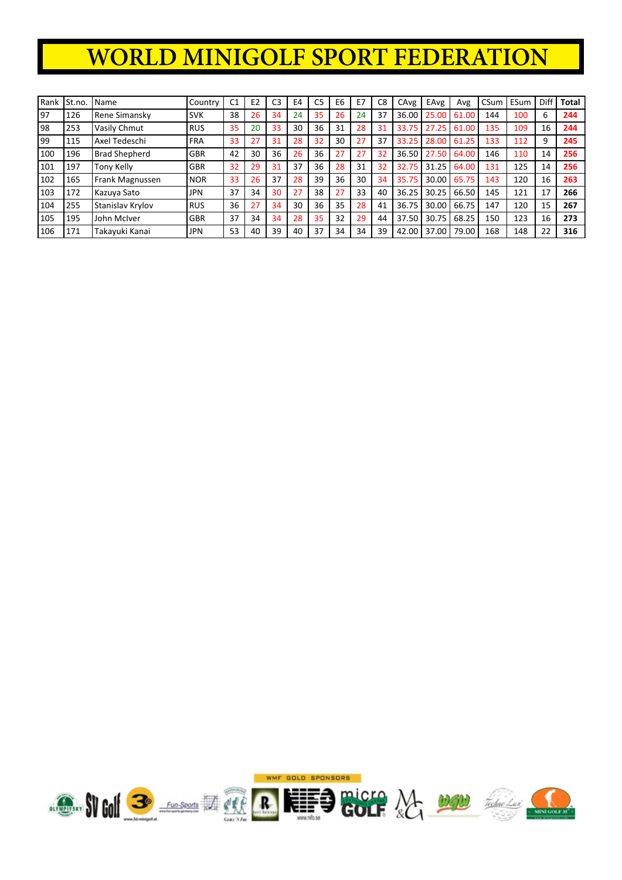# WORLD MINIGOLF SPORT FEDERATION

| Rank | St.no. | Name | Country | C1 | E2 | C3 | E4 | C5 | E6 | E7 | C8 | CAvg | EAvg | Avg | CSum | ESum | Diff | Total |
|---|---|---|---|---|---|---|---|---|---|---|---|---|---|---|---|---|---|---|
| 97 | 126 | Rene Simansky | SVK | 38 | 26 | 34 | 24 | 35 | 26 | 24 | 37 | 36.00 | 25.00 | 61.00 | 144 | 100 | 6 | **244** |
| 98 | 253 | Vasily Chmut | RUS | 35 | 20 | 33 | 30 | 36 | 31 | 28 | 31 | 33.75 | 27.25 | 61.00 | 135 | 109 | 16 | **244** |
| 99 | 115 | Axel Tedeschi | FRA | 33 | 27 | 31 | 28 | 32 | 30 | 27 | 37 | 33.25 | 28.00 | 61.25 | 133 | 112 | 9 | **245** |
| 100 | 196 | Brad Shepherd | GBR | 42 | 30 | 36 | 26 | 36 | 27 | 27 | 32 | 36.50 | 27.50 | 64.00 | 146 | 110 | 14 | **256** |
| 101 | 197 | Tony Kelly | GBR | 32 | 29 | 31 | 37 | 36 | 28 | 31 | 32 | 32.75 | 31.25 | 64.00 | 131 | 125 | 14 | **256** |
| 102 | 165 | Frank Magnussen | NOR | 33 | 26 | 37 | 28 | 39 | 36 | 30 | 34 | 35.75 | 30.00 | 65.75 | 143 | 120 | 16 | **263** |
| 103 | 172 | Kazuya Sato | JPN | 37 | 34 | 30 | 27 | 38 | 27 | 33 | 40 | 36.25 | 30.25 | 66.50 | 145 | 121 | 17 | **266** |
| 104 | 255 | Stanislav Krylov | RUS | 36 | 27 | 34 | 30 | 36 | 35 | 28 | 41 | 36.75 | 30.00 | 66.75 | 147 | 120 | 15 | **267** |
| 105 | 195 | John McIver | GBR | 37 | 34 | 34 | 28 | 35 | 32 | 29 | 44 | 37.50 | 30.75 | 68.25 | 150 | 123 | 16 | **273** |
| 106 | 171 | Takayuki Kanai | JPN | 53 | 40 | 39 | 40 | 37 | 34 | 34 | 39 | 42.00 | 37.00 | 79.00 | 168 | 148 | 22 | **316** |

WMF GOLD SPONSORS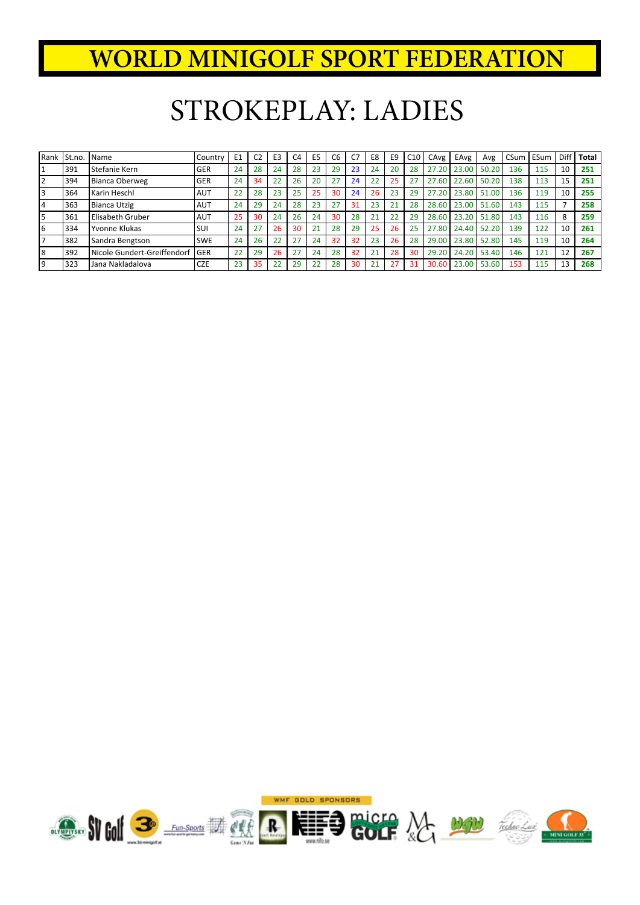# WORLD MINIGOLF SPORT FEDERATION

## STROKEPLAY: LADIES

| Rank | St.no. | Name | Country | E1 | C2 | E3 | C4 | E5 | C6 | C7 | E8 | E9 | C10 | CAvg | EAvg | Avg | CSum | ESum | Diff | Total |
|---|---|---|---|---|---|---|---|---|---|---|---|---|---|---|---|---|---|---|---|---|
| 1 | 391 | Stefanie Kern | GER | 24 | 28 | 24 | 28 | 23 | 29 | 23 | 24 | 20 | 28 | 27.20 | 23.00 | 50.20 | 136 | 115 | 10 | **251** |
| 2 | 394 | Bianca Oberweg | GER | 24 | 34 | 22 | 26 | 20 | 27 | 24 | 22 | 25 | 27 | 27.60 | 22.60 | 50.20 | 138 | 113 | 15 | **251** |
| 3 | 364 | Karin Heschl | AUT | 22 | 28 | 23 | 25 | 25 | 30 | 24 | 26 | 23 | 29 | 27.20 | 23.80 | 51.00 | 136 | 119 | 10 | **255** |
| 4 | 363 | Bianca Utzig | AUT | 24 | 29 | 24 | 28 | 23 | 27 | 31 | 23 | 21 | 28 | 28.60 | 23.00 | 51.60 | 143 | 115 | 7 | **258** |
| 5 | 361 | Elisabeth Gruber | AUT | 25 | 30 | 24 | 26 | 24 | 30 | 28 | 21 | 22 | 29 | 28.60 | 23.20 | 51.80 | 143 | 116 | 8 | **259** |
| 6 | 334 | Yvonne Klukas | SUI | 24 | 27 | 26 | 30 | 21 | 28 | 29 | 25 | 26 | 25 | 27.80 | 24.40 | 52.20 | 139 | 122 | 10 | **261** |
| 7 | 382 | Sandra Bengtson | SWE | 24 | 26 | 22 | 27 | 24 | 32 | 32 | 23 | 26 | 28 | 29.00 | 23.80 | 52.80 | 145 | 119 | 10 | **264** |
| 8 | 392 | Nicole Gundert-Greiffendorf | GER | 22 | 29 | 26 | 27 | 24 | 28 | 32 | 21 | 28 | 30 | 29.20 | 24.20 | 53.40 | 146 | 121 | 12 | **267** |
| 9 | 323 | Jana Nakladalova | CZE | 23 | 35 | 22 | 29 | 22 | 28 | 30 | 21 | 27 | 31 | 30.60 | 23.00 | 53.60 | 153 | 115 | 13 | **268** |

WMF GOLD SPONSORS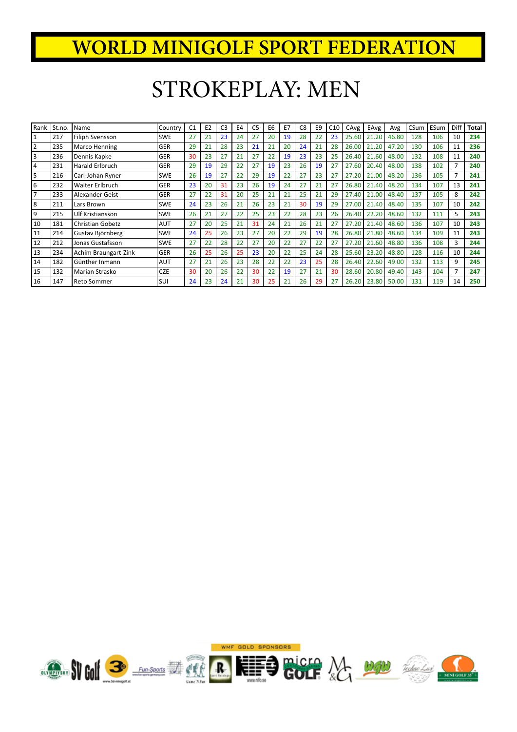# WORLD MINIGOLF SPORT FEDERATION

# STROKEPLAY: MEN

| Rank | St.no. | Name | Country | C1 | E2 | C3 | E4 | C5 | E6 | E7 | C8 | E9 | C10 | CAvg | EAvg | Avg | CSum | ESum | Diff | Total |
|---|---|---|---|---|---|---|---|---|---|---|---|---|---|---|---|---|---|---|---|---|
| 1 | 217 | Filiph Svensson | SWE | 27 | 21 | 23 | 24 | 27 | 20 | 19 | 28 | 22 | 23 | 25.60 | 21.20 | 46.80 | 128 | 106 | 10 | **234** |
| 2 | 235 | Marco Henning | GER | 29 | 21 | 28 | 23 | 21 | 21 | 20 | 24 | 21 | 28 | 26.00 | 21.20 | 47.20 | 130 | 106 | 11 | **236** |
| 3 | 236 | Dennis Kapke | GER | 30 | 23 | 27 | 21 | 27 | 22 | 19 | 23 | 23 | 25 | 26.40 | 21.60 | 48.00 | 132 | 108 | 11 | **240** |
| 4 | 231 | Harald Erlbruch | GER | 29 | 19 | 29 | 22 | 27 | 19 | 23 | 26 | 19 | 27 | 27.60 | 20.40 | 48.00 | 138 | 102 | 7 | **240** |
| 5 | 216 | Carl-Johan Ryner | SWE | 26 | 19 | 27 | 22 | 29 | 19 | 22 | 27 | 23 | 27 | 27.20 | 21.00 | 48.20 | 136 | 105 | 7 | **241** |
| 6 | 232 | Walter Erlbruch | GER | 23 | 20 | 31 | 23 | 26 | 19 | 24 | 27 | 21 | 27 | 26.80 | 21.40 | 48.20 | 134 | 107 | 13 | **241** |
| 7 | 233 | Alexander Geist | GER | 27 | 22 | 31 | 20 | 25 | 21 | 21 | 25 | 21 | 29 | 27.40 | 21.00 | 48.40 | 137 | 105 | 8 | **242** |
| 8 | 211 | Lars Brown | SWE | 24 | 23 | 26 | 21 | 26 | 23 | 21 | 30 | 19 | 29 | 27.00 | 21.40 | 48.40 | 135 | 107 | 10 | **242** |
| 9 | 215 | Ulf Kristiansson | SWE | 26 | 21 | 27 | 22 | 25 | 23 | 22 | 28 | 23 | 26 | 26.40 | 22.20 | 48.60 | 132 | 111 | 5 | **243** |
| 10 | 181 | Christian Gobetz | AUT | 27 | 20 | 25 | 21 | 31 | 24 | 21 | 26 | 21 | 27 | 27.20 | 21.40 | 48.60 | 136 | 107 | 10 | **243** |
| 11 | 214 | Gustav Björnberg | SWE | 24 | 25 | 26 | 23 | 27 | 20 | 22 | 29 | 19 | 28 | 26.80 | 21.80 | 48.60 | 134 | 109 | 11 | **243** |
| 12 | 212 | Jonas Gustafsson | SWE | 27 | 22 | 28 | 22 | 27 | 20 | 22 | 27 | 22 | 27 | 27.20 | 21.60 | 48.80 | 136 | 108 | 3 | **244** |
| 13 | 234 | Achim Braungart-Zink | GER | 26 | 25 | 26 | 25 | 23 | 20 | 22 | 25 | 24 | 28 | 25.60 | 23.20 | 48.80 | 128 | 116 | 10 | **244** |
| 14 | 182 | Günther Inmann | AUT | 27 | 21 | 26 | 23 | 28 | 22 | 22 | 23 | 25 | 28 | 26.40 | 22.60 | 49.00 | 132 | 113 | 9 | **245** |
| 15 | 132 | Marian Strasko | CZE | 30 | 20 | 26 | 22 | 30 | 22 | 19 | 27 | 21 | 30 | 28.60 | 20.80 | 49.40 | 143 | 104 | 7 | **247** |
| 16 | 147 | Reto Sommer | SUI | 24 | 23 | 24 | 21 | 30 | 25 | 21 | 26 | 29 | 27 | 26.20 | 23.80 | 50.00 | 131 | 119 | 14 | **250** |

WMF GOLD SPONSORS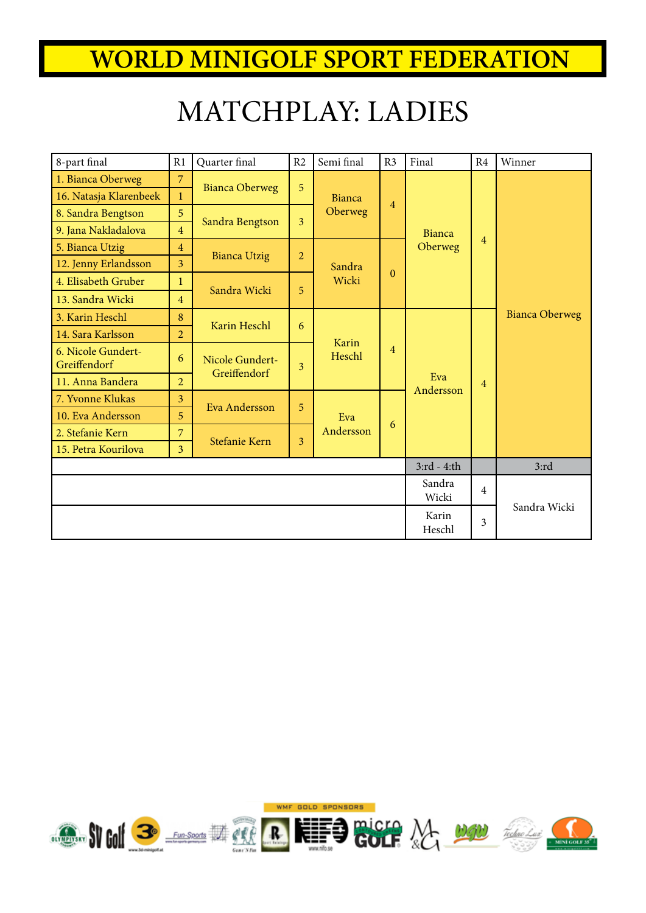# WORLD MINIGOLF SPORT FEDERATION

# MATCHPLAY: LADIES

| 8-part final | R1 | Quarter final | R2 | Semi final | R3 | Final | R4 | Winner |
|---|---|---|---|---|---|---|---|---|
| 1. Bianca Oberweg | 7 | Bianca Oberweg | 5 | Bianca Oberweg | 4 | Bianca Oberweg | 4 | Bianca Oberweg |
| 16. Natasja Klarenbeek | 1 | | | | | | | |
| 8. Sandra Bengtson | 5 | Sandra Bengtson | 3 | | | | | |
| 9. Jana Nakladalova | 4 | | | | | | | |
| 5. Bianca Utzig | 4 | Bianca Utzig | 2 | Sandra Wicki | 0 | | | |
| 12. Jenny Erlandsson | 3 | | | | | | | |
| 4. Elisabeth Gruber | 1 | Sandra Wicki | 5 | | | | | |
| 13. Sandra Wicki | 4 | | | | | | | |
| 3. Karin Heschl | 8 | Karin Heschl | 6 | Karin Heschl | 4 | Eva Andersson | 4 | |
| 14. Sara Karlsson | 2 | | | | | | | |
| 6. Nicole Gundert-Greiffendorf | 6 | Nicole Gundert-Greiffendorf | 3 | | | | | |
| 11. Anna Bandera | 2 | | | | | | | |
| 7. Yvonne Klukas | 3 | Eva Andersson | 5 | Eva Andersson | 6 | | | |
| 10. Eva Andersson | 5 | | | | | | | |
| 2. Stefanie Kern | 7 | Stefanie Kern | 3 | | | | | |
| 15. Petra Kourilova | 3 | | | | | | | |
| | | | | | | 3:rd - 4:th | | 3:rd |
| | | | | | | Sandra Wicki | 4 | Sandra Wicki |
| | | | | | | Karin Heschl | 3 | |

WMF GOLD SPONSORS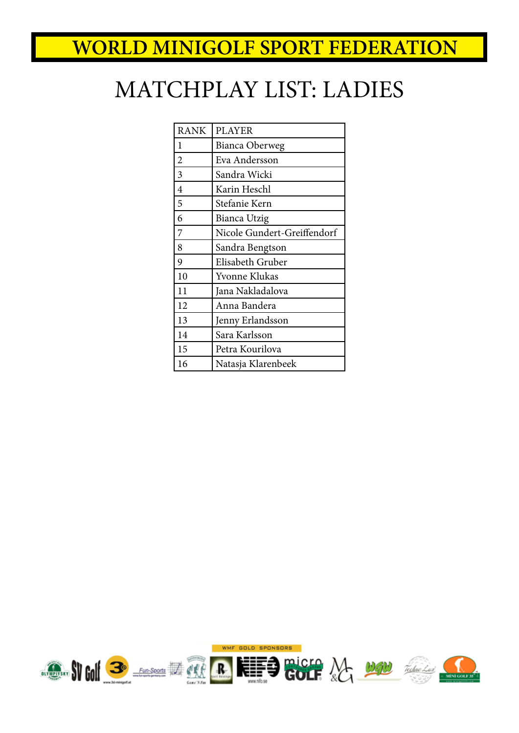# WORLD MINIGOLF SPORT FEDERATION

## MATCHPLAY LIST: LADIES

| RANK | PLAYER |
|---|---|
| 1 | Bianca Oberweg |
| 2 | Eva Andersson |
| 3 | Sandra Wicki |
| 4 | Karin Heschl |
| 5 | Stefanie Kern |
| 6 | Bianca Utzig |
| 7 | Nicole Gundert-Greiffendorf |
| 8 | Sandra Bengtson |
| 9 | Elisabeth Gruber |
| 10 | Yvonne Klukas |
| 11 | Jana Nakladalova |
| 12 | Anna Bandera |
| 13 | Jenny Erlandsson |
| 14 | Sara Karlsson |
| 15 | Petra Kourilova |
| 16 | Natasja Klarenbeek |

WMF GOLD SPONSORS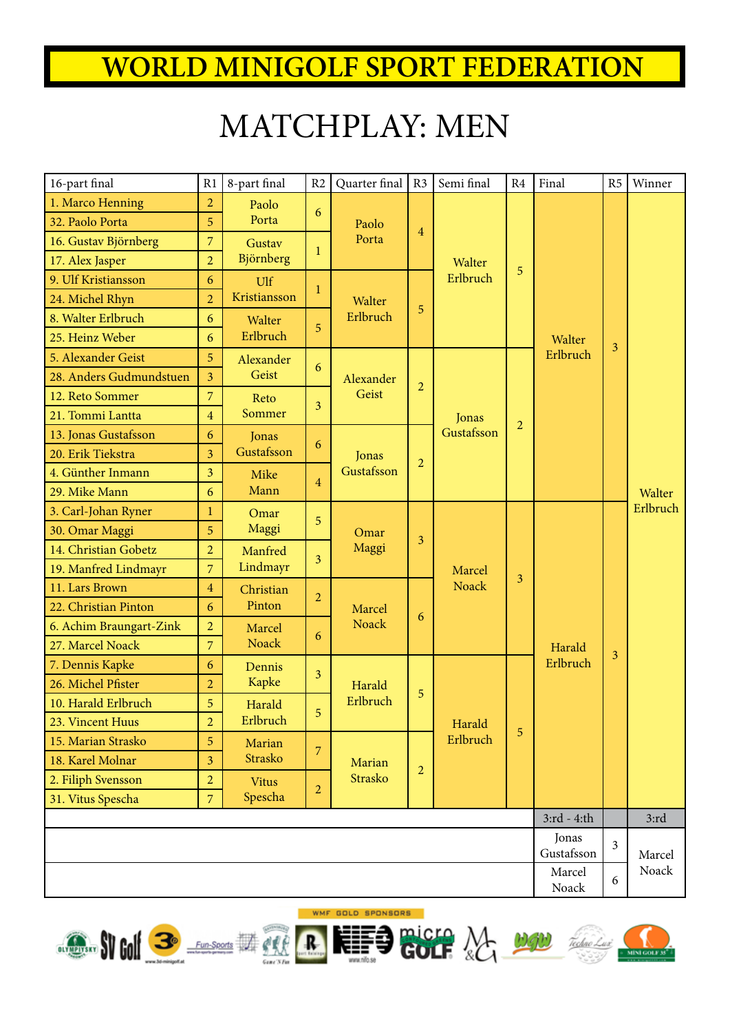# WORLD MINIGOLF SPORT FEDERATION

# MATCHPLAY: MEN

| 16-part final | R1 | 8-part final | R2 | Quarter final | R3 | Semi final | R4 | Final | R5 | Winner |
|---|---|---|---|---|---|---|---|---|---|---|
| 1. Marco Henning | 2 | Paolo Porta | 6 | Paolo Porta | 4 | Walter Erlbruch | 5 | Walter Erlbruch | 3 | Walter Erlbruch |
| 32. Paolo Porta | 5 | | | | | | | | | |
| 16. Gustav Björnberg | 7 | Gustav Björnberg | 1 | | | | | | | |
| 17. Alex Jasper | 2 | | | | | | | | | |
| 9. Ulf Kristiansson | 6 | Ulf Kristiansson | 1 | Walter Erlbruch | 5 | | | | | |
| 24. Michel Rhyn | 2 | | | | | | | | | |
| 8. Walter Erlbruch | 6 | Walter Erlbruch | 5 | | | | | | | |
| 25. Heinz Weber | 6 | | | | | | | | | |
| 5. Alexander Geist | 5 | Alexander Geist | 6 | Alexander Geist | 2 | Jonas Gustafsson | 2 | | | |
| 28. Anders Gudmundstuen | 3 | | | | | | | | | |
| 12. Reto Sommer | 7 | Reto Sommer | 3 | | | | | | | |
| 21. Tommi Lantta | 4 | | | | | | | | | |
| 13. Jonas Gustafsson | 6 | Jonas Gustafsson | 6 | Jonas Gustafsson | 2 | | | | | |
| 20. Erik Tiekstra | 3 | | | | | | | | | |
| 4. Günther Inmann | 3 | Mike Mann | 4 | | | | | | | |
| 29. Mike Mann | 6 | | | | | | | | | |
| 3. Carl-Johan Ryner | 1 | Omar Maggi | 5 | Omar Maggi | 3 | Marcel Noack | 3 | Harald Erlbruch | 3 | |
| 30. Omar Maggi | 5 | | | | | | | | | |
| 14. Christian Gobetz | 2 | Manfred Lindmayr | 3 | | | | | | | |
| 19. Manfred Lindmayr | 7 | | | | | | | | | |
| 11. Lars Brown | 4 | Christian Pinton | 2 | Marcel Noack | 6 | | | | | |
| 22. Christian Pinton | 6 | | | | | | | | | |
| 6. Achim Braungart-Zink | 2 | Marcel Noack | 6 | | | | | | | |
| 27. Marcel Noack | 7 | | | | | | | | | |
| 7. Dennis Kapke | 6 | Dennis Kapke | 3 | Harald Erlbruch | 5 | Harald Erlbruch | 5 | | | |
| 26. Michel Pfister | 2 | | | | | | | | | |
| 10. Harald Erlbruch | 5 | Harald Erlbruch | 5 | | | | | | | |
| 23. Vincent Huus | 2 | | | | | | | | | |
| 15. Marian Strasko | 5 | Marian Strasko | 7 | Marian Strasko | 2 | | | | | |
| 18. Karel Molnar | 3 | | | | | | | | | |
| 2. Filiph Svensson | 2 | Vitus Spescha | 2 | | | | | | | |
| 31. Vitus Spescha | 7 | | | | | | | | | |

| 3:rd - 4:th | | 3:rd |
|---|---|---|
| Jonas Gustafsson | 3 | Marcel Noack |
| Marcel Noack | 6 | |

WMF GOLD SPONSORS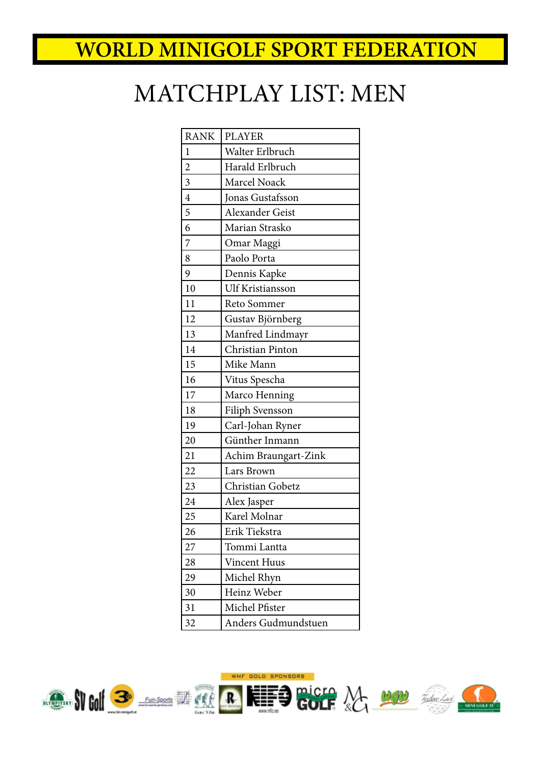# WORLD MINIGOLF SPORT FEDERATION

## MATCHPLAY LIST: MEN

| RANK | PLAYER |
| --- | --- |
| 1 | Walter Erlbruch |
| 2 | Harald Erlbruch |
| 3 | Marcel Noack |
| 4 | Jonas Gustafsson |
| 5 | Alexander Geist |
| 6 | Marian Strasko |
| 7 | Omar Maggi |
| 8 | Paolo Porta |
| 9 | Dennis Kapke |
| 10 | Ulf Kristiansson |
| 11 | Reto Sommer |
| 12 | Gustav Björnberg |
| 13 | Manfred Lindmayr |
| 14 | Christian Pinton |
| 15 | Mike Mann |
| 16 | Vitus Spescha |
| 17 | Marco Henning |
| 18 | Filiph Svensson |
| 19 | Carl-Johan Ryner |
| 20 | Günther Inmann |
| 21 | Achim Braungart-Zink |
| 22 | Lars Brown |
| 23 | Christian Gobetz |
| 24 | Alex Jasper |
| 25 | Karel Molnar |
| 26 | Erik Tiekstra |
| 27 | Tommi Lantta |
| 28 | Vincent Huus |
| 29 | Michel Rhyn |
| 30 | Heinz Weber |
| 31 | Michel Pfister |
| 32 | Anders Gudmundstuen |

WMF GOLD SPONSORS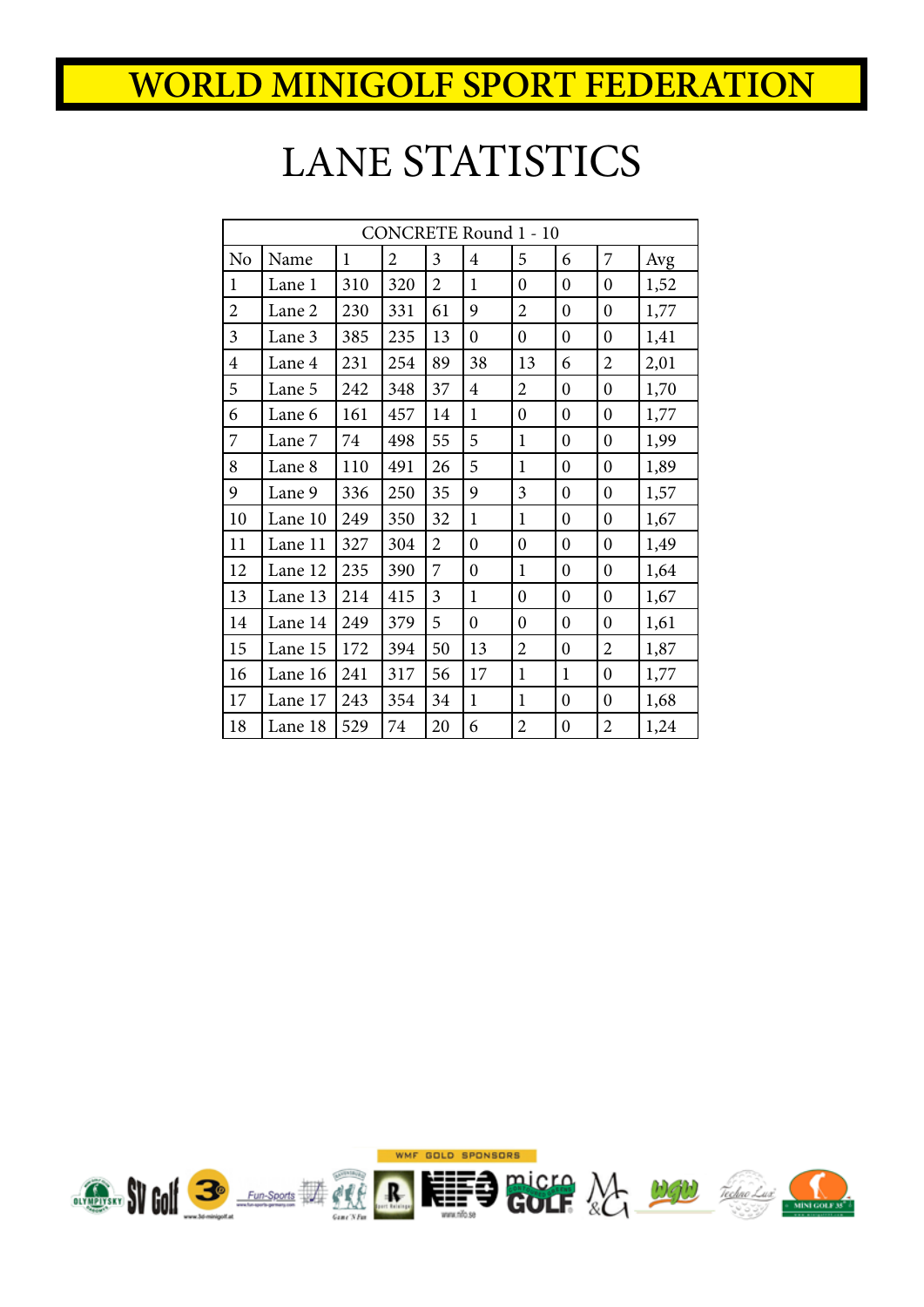# WORLD MINIGOLF SPORT FEDERATION

# LANE STATISTICS

| CONCRETE Round 1 - 10 | | | | | | | | | |
|---|---|---|---|---|---|---|---|---|---|
| No | Name | 1 | 2 | 3 | 4 | 5 | 6 | 7 | Avg |
| 1 | Lane 1 | 310 | 320 | 2 | 1 | 0 | 0 | 0 | 1,52 |
| 2 | Lane 2 | 230 | 331 | 61 | 9 | 2 | 0 | 0 | 1,77 |
| 3 | Lane 3 | 385 | 235 | 13 | 0 | 0 | 0 | 0 | 1,41 |
| 4 | Lane 4 | 231 | 254 | 89 | 38 | 13 | 6 | 2 | 2,01 |
| 5 | Lane 5 | 242 | 348 | 37 | 4 | 2 | 0 | 0 | 1,70 |
| 6 | Lane 6 | 161 | 457 | 14 | 1 | 0 | 0 | 0 | 1,77 |
| 7 | Lane 7 | 74 | 498 | 55 | 5 | 1 | 0 | 0 | 1,99 |
| 8 | Lane 8 | 110 | 491 | 26 | 5 | 1 | 0 | 0 | 1,89 |
| 9 | Lane 9 | 336 | 250 | 35 | 9 | 3 | 0 | 0 | 1,57 |
| 10 | Lane 10 | 249 | 350 | 32 | 1 | 1 | 0 | 0 | 1,67 |
| 11 | Lane 11 | 327 | 304 | 2 | 0 | 0 | 0 | 0 | 1,49 |
| 12 | Lane 12 | 235 | 390 | 7 | 0 | 1 | 0 | 0 | 1,64 |
| 13 | Lane 13 | 214 | 415 | 3 | 1 | 0 | 0 | 0 | 1,67 |
| 14 | Lane 14 | 249 | 379 | 5 | 0 | 0 | 0 | 0 | 1,61 |
| 15 | Lane 15 | 172 | 394 | 50 | 13 | 2 | 0 | 2 | 1,87 |
| 16 | Lane 16 | 241 | 317 | 56 | 17 | 1 | 1 | 0 | 1,77 |
| 17 | Lane 17 | 243 | 354 | 34 | 1 | 1 | 0 | 0 | 1,68 |
| 18 | Lane 18 | 529 | 74 | 20 | 6 | 2 | 0 | 2 | 1,24 |

WMF GOLD SPONSORS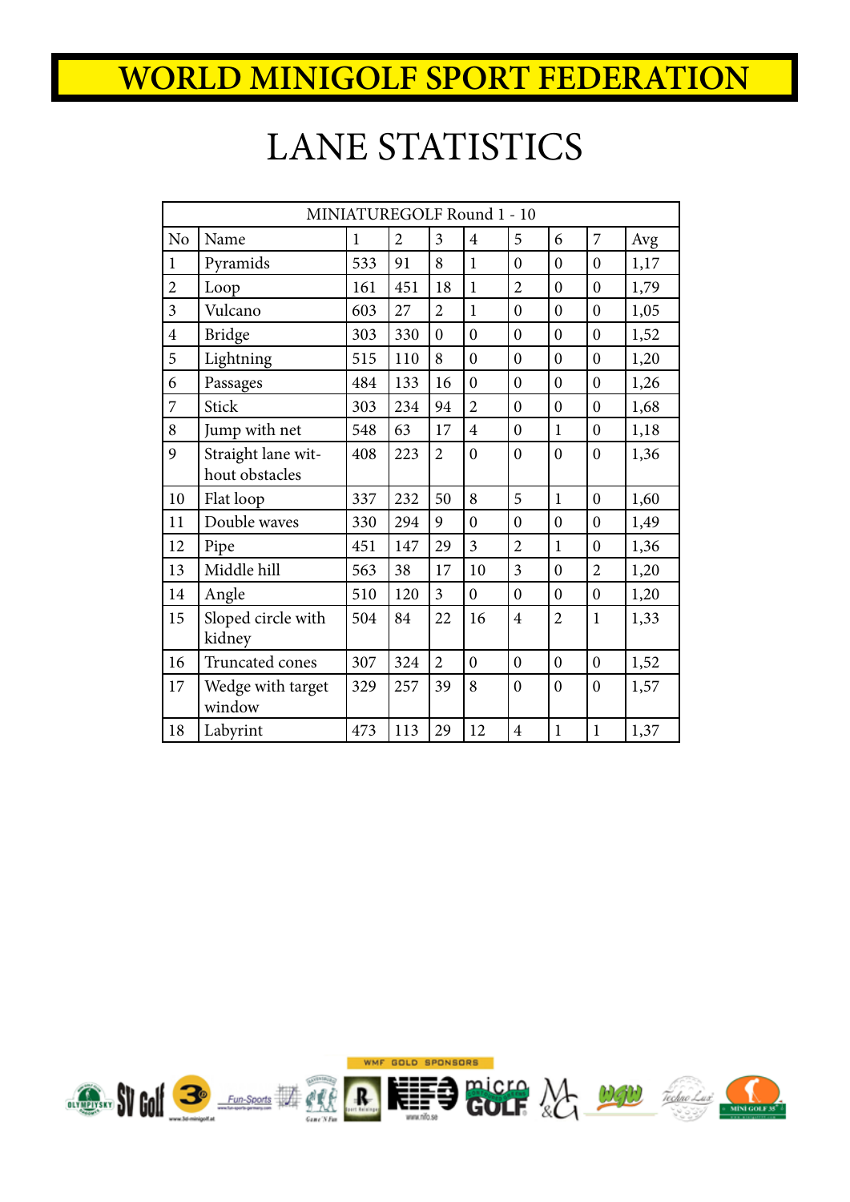# WORLD MINIGOLF SPORT FEDERATION

# LANE STATISTICS

| MINIATUREGOLF Round 1 - 10 | | | | | | | | | |
|---|---|---|---|---|---|---|---|---|---|
| No | Name | 1 | 2 | 3 | 4 | 5 | 6 | 7 | Avg |
| 1 | Pyramids | 533 | 91 | 8 | 1 | 0 | 0 | 0 | 1,17 |
| 2 | Loop | 161 | 451 | 18 | 1 | 2 | 0 | 0 | 1,79 |
| 3 | Vulcano | 603 | 27 | 2 | 1 | 0 | 0 | 0 | 1,05 |
| 4 | Bridge | 303 | 330 | 0 | 0 | 0 | 0 | 0 | 1,52 |
| 5 | Lightning | 515 | 110 | 8 | 0 | 0 | 0 | 0 | 1,20 |
| 6 | Passages | 484 | 133 | 16 | 0 | 0 | 0 | 0 | 1,26 |
| 7 | Stick | 303 | 234 | 94 | 2 | 0 | 0 | 0 | 1,68 |
| 8 | Jump with net | 548 | 63 | 17 | 4 | 0 | 1 | 0 | 1,18 |
| 9 | Straight lane without obstacles | 408 | 223 | 2 | 0 | 0 | 0 | 0 | 1,36 |
| 10 | Flat loop | 337 | 232 | 50 | 8 | 5 | 1 | 0 | 1,60 |
| 11 | Double waves | 330 | 294 | 9 | 0 | 0 | 0 | 0 | 1,49 |
| 12 | Pipe | 451 | 147 | 29 | 3 | 2 | 1 | 0 | 1,36 |
| 13 | Middle hill | 563 | 38 | 17 | 10 | 3 | 0 | 2 | 1,20 |
| 14 | Angle | 510 | 120 | 3 | 0 | 0 | 0 | 0 | 1,20 |
| 15 | Sloped circle with kidney | 504 | 84 | 22 | 16 | 4 | 2 | 1 | 1,33 |
| 16 | Truncated cones | 307 | 324 | 2 | 0 | 0 | 0 | 0 | 1,52 |
| 17 | Wedge with target window | 329 | 257 | 39 | 8 | 0 | 0 | 0 | 1,57 |
| 18 | Labyrint | 473 | 113 | 29 | 12 | 4 | 1 | 1 | 1,37 |

WMF GOLD SPONSORS